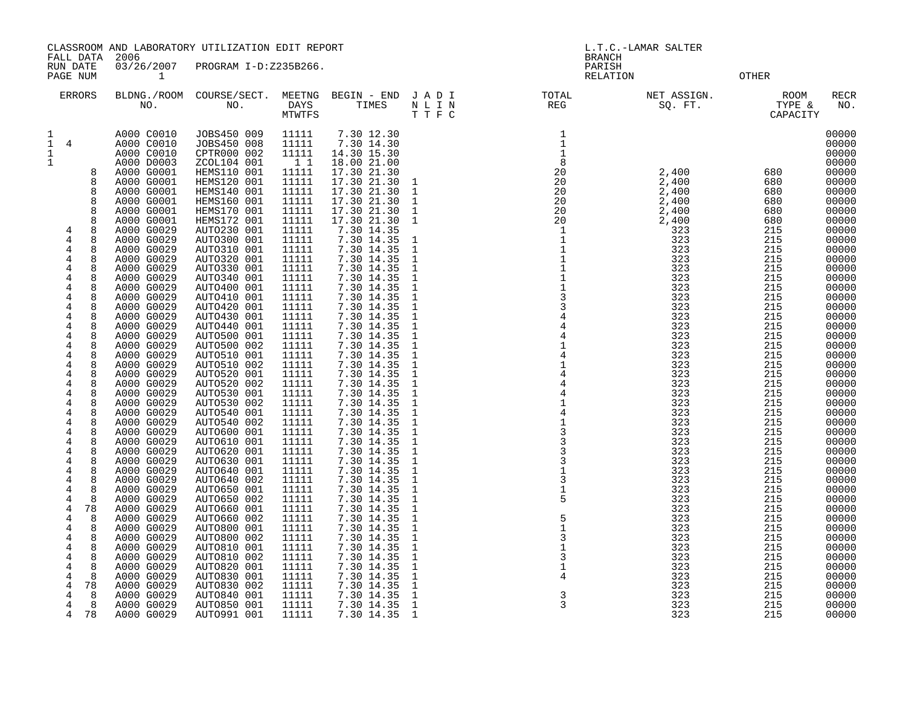CLASSROOM AND LABORATORY UTILIZATION EDIT REPORT
FALL DATA 2006
RUN DATE 03/26/2007 PROGRAM I-D:Z235B266.
PAGE NUM 1

L.T.C.-LAMAR SALTER
BRANCH
PARISH
RELATION OTHER

| ERRORS | BLDNG./ROOM NO. | COURSE/SECT. NO. | MEETNG DAYS MTWTFS | BEGIN - END TIMES | J A D I N L I N T T F C | TOTAL REG | NET ASSIGN. SQ. FT. | ROOM TYPE & CAPACITY | RECR NO. |
|---|---|---|---|---|---|---|---|---|---|
| 1 | A000 C0010 | JOBS450 009 | 11111 | 7.30 12.30 | | 1 | | | 00000 |
| 1 4 | A000 C0010 | JOBS450 008 | 11111 | 7.30 14.30 | | 1 | | | 00000 |
| 1 | A000 C0010 | CPTR000 002 | 11111 | 14.30 15.30 | | 1 | | | 00000 |
| 1 | A000 D0003 | ZCOL104 001 | 1 1 | 18.00 21.00 | | 8 | | | 00000 |
| 8 | A000 G0001 | HEMS110 001 | 11111 | 17.30 21.30 | | 20 | 2,400 | 680 | 00000 |
| 8 | A000 G0001 | HEMS120 001 | 11111 | 17.30 21.30 | 1 | 20 | 2,400 | 680 | 00000 |
| 8 | A000 G0001 | HEMS140 001 | 11111 | 17.30 21.30 | 1 | 20 | 2,400 | 680 | 00000 |
| 8 | A000 G0001 | HEMS160 001 | 11111 | 17.30 21.30 | 1 | 20 | 2,400 | 680 | 00000 |
| 8 | A000 G0001 | HEMS170 001 | 11111 | 17.30 21.30 | 1 | 20 | 2,400 | 680 | 00000 |
| 8 | A000 G0001 | HEMS172 001 | 11111 | 17.30 21.30 | 1 | 20 | 2,400 | 680 | 00000 |
| 4 8 | A000 G0029 | AUTO230 001 | 11111 | 7.30 14.35 | | 1 | 323 | 215 | 00000 |
| 4 8 | A000 G0029 | AUTO300 001 | 11111 | 7.30 14.35 | 1 | 1 | 323 | 215 | 00000 |
| 4 8 | A000 G0029 | AUTO310 001 | 11111 | 7.30 14.35 | 1 | 1 | 323 | 215 | 00000 |
| 4 8 | A000 G0029 | AUTO320 001 | 11111 | 7.30 14.35 | 1 | 1 | 323 | 215 | 00000 |
| 4 8 | A000 G0029 | AUTO330 001 | 11111 | 7.30 14.35 | 1 | 1 | 323 | 215 | 00000 |
| 4 8 | A000 G0029 | AUTO340 001 | 11111 | 7.30 14.35 | 1 | 1 | 323 | 215 | 00000 |
| 4 8 | A000 G0029 | AUTO400 001 | 11111 | 7.30 14.35 | 1 | 1 | 323 | 215 | 00000 |
| 4 8 | A000 G0029 | AUTO410 001 | 11111 | 7.30 14.35 | 1 | 3 | 323 | 215 | 00000 |
| 4 8 | A000 G0029 | AUTO420 001 | 11111 | 7.30 14.35 | 1 | 3 | 323 | 215 | 00000 |
| 4 8 | A000 G0029 | AUTO430 001 | 11111 | 7.30 14.35 | 1 | 4 | 323 | 215 | 00000 |
| 4 8 | A000 G0029 | AUTO440 001 | 11111 | 7.30 14.35 | 1 | 4 | 323 | 215 | 00000 |
| 4 8 | A000 G0029 | AUTO500 001 | 11111 | 7.30 14.35 | 1 | 4 | 323 | 215 | 00000 |
| 4 8 | A000 G0029 | AUTO500 002 | 11111 | 7.30 14.35 | 1 | 1 | 323 | 215 | 00000 |
| 4 8 | A000 G0029 | AUTO510 001 | 11111 | 7.30 14.35 | 1 | 4 | 323 | 215 | 00000 |
| 4 8 | A000 G0029 | AUTO510 002 | 11111 | 7.30 14.35 | 1 | 1 | 323 | 215 | 00000 |
| 4 8 | A000 G0029 | AUTO520 001 | 11111 | 7.30 14.35 | 1 | 4 | 323 | 215 | 00000 |
| 4 8 | A000 G0029 | AUTO520 002 | 11111 | 7.30 14.35 | 1 | 4 | 323 | 215 | 00000 |
| 4 8 | A000 G0029 | AUTO530 001 | 11111 | 7.30 14.35 | 1 | 4 | 323 | 215 | 00000 |
| 4 8 | A000 G0029 | AUTO530 002 | 11111 | 7.30 14.35 | 1 | 1 | 323 | 215 | 00000 |
| 4 8 | A000 G0029 | AUTO540 001 | 11111 | 7.30 14.35 | 1 | 4 | 323 | 215 | 00000 |
| 4 8 | A000 G0029 | AUTO540 002 | 11111 | 7.30 14.35 | 1 | 1 | 323 | 215 | 00000 |
| 4 8 | A000 G0029 | AUTO600 001 | 11111 | 7.30 14.35 | 1 | 3 | 323 | 215 | 00000 |
| 4 8 | A000 G0029 | AUTO610 001 | 11111 | 7.30 14.35 | 1 | 3 | 323 | 215 | 00000 |
| 4 8 | A000 G0029 | AUTO620 001 | 11111 | 7.30 14.35 | 1 | 3 | 323 | 215 | 00000 |
| 4 8 | A000 G0029 | AUTO630 001 | 11111 | 7.30 14.35 | 1 | 3 | 323 | 215 | 00000 |
| 4 8 | A000 G0029 | AUTO640 001 | 11111 | 7.30 14.35 | 1 | 1 | 323 | 215 | 00000 |
| 4 8 | A000 G0029 | AUTO640 002 | 11111 | 7.30 14.35 | 1 | 3 | 323 | 215 | 00000 |
| 4 8 | A000 G0029 | AUTO650 001 | 11111 | 7.30 14.35 | 1 | 1 | 323 | 215 | 00000 |
| 4 8 | A000 G0029 | AUTO650 002 | 11111 | 7.30 14.35 | 1 | 5 | 323 | 215 | 00000 |
| 4 78 | A000 G0029 | AUTO660 001 | 11111 | 7.30 14.35 | 1 | | 323 | 215 | 00000 |
| 4 8 | A000 G0029 | AUTO660 002 | 11111 | 7.30 14.35 | 1 | 5 | 323 | 215 | 00000 |
| 4 8 | A000 G0029 | AUTO800 001 | 11111 | 7.30 14.35 | 1 | 1 | 323 | 215 | 00000 |
| 4 8 | A000 G0029 | AUTO800 002 | 11111 | 7.30 14.35 | 1 | 3 | 323 | 215 | 00000 |
| 4 8 | A000 G0029 | AUTO810 001 | 11111 | 7.30 14.35 | 1 | 1 | 323 | 215 | 00000 |
| 4 8 | A000 G0029 | AUTO810 002 | 11111 | 7.30 14.35 | 1 | 3 | 323 | 215 | 00000 |
| 4 8 | A000 G0029 | AUTO820 001 | 11111 | 7.30 14.35 | 1 | 1 | 323 | 215 | 00000 |
| 4 8 | A000 G0029 | AUTO830 001 | 11111 | 7.30 14.35 | 1 | 4 | 323 | 215 | 00000 |
| 4 78 | A000 G0029 | AUTO830 002 | 11111 | 7.30 14.35 | 1 | | 323 | 215 | 00000 |
| 4 8 | A000 G0029 | AUTO840 001 | 11111 | 7.30 14.35 | 1 | 3 | 323 | 215 | 00000 |
| 4 8 | A000 G0029 | AUTO850 001 | 11111 | 7.30 14.35 | 1 | 3 | 323 | 215 | 00000 |
| 4 78 | A000 G0029 | AUTO991 001 | 11111 | 7.30 14.35 | 1 | | 323 | 215 | 00000 |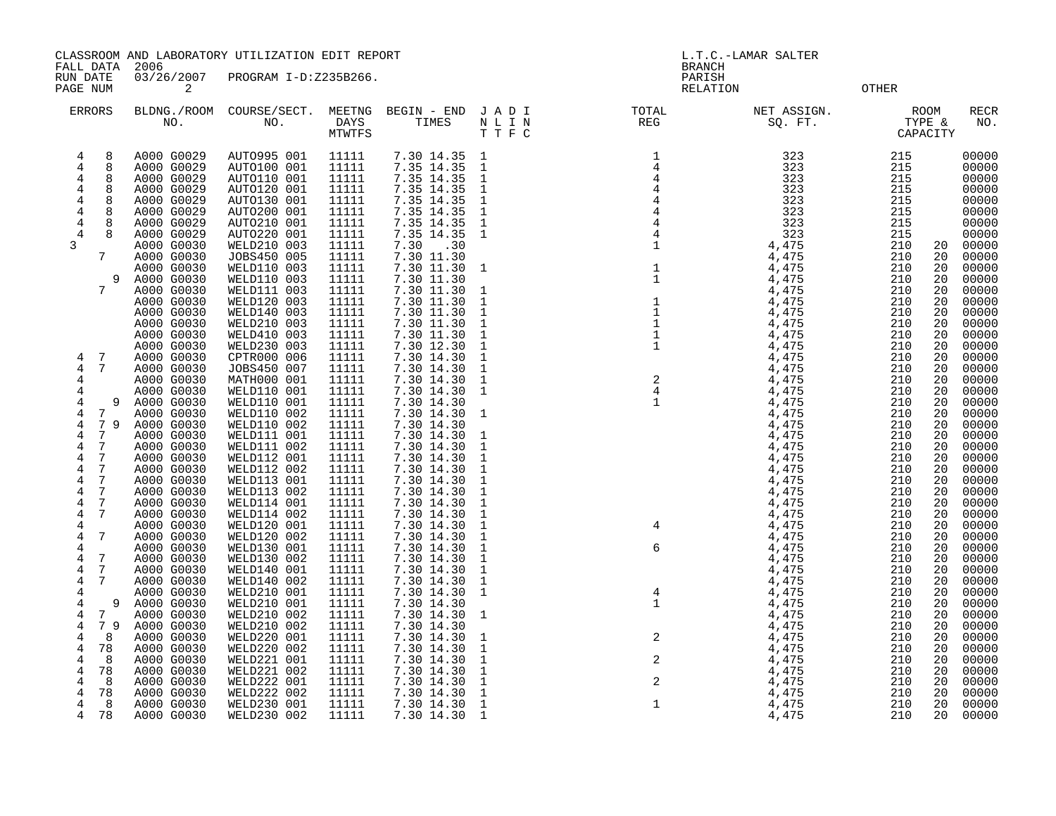CLASSROOM AND LABORATORY UTILIZATION EDIT REPORT
FALL DATA 2006
RUN DATE 03/26/2007 PROGRAM I-D:Z235B266.
PAGE NUM 2

L.T.C.-LAMAR SALTER
BRANCH
PARISH
RELATION OTHER

| ERRORS | BLDNG./ROOM NO. | COURSE/SECT. NO. | MEETNG DAYS MTWTFS | BEGIN - END TIMES | J A D I / N L I N / T T F C | TOTAL REG | NET ASSIGN. SQ. FT. | ROOM TYPE & CAPACITY | | RECR NO. |
|---|---|---|---|---|---|---|---|---|---|---|
| 4 8 | A000 G0029 | AUTO995 001 | 11111 | 7.30 14.35 | 1 | 1 | 323 | 215 | | 00000 |
| 4 8 | A000 G0029 | AUTO100 001 | 11111 | 7.35 14.35 | 1 | 4 | 323 | 215 | | 00000 |
| 4 8 | A000 G0029 | AUTO110 001 | 11111 | 7.35 14.35 | 1 | 4 | 323 | 215 | | 00000 |
| 4 8 | A000 G0029 | AUTO120 001 | 11111 | 7.35 14.35 | 1 | 4 | 323 | 215 | | 00000 |
| 4 8 | A000 G0029 | AUTO130 001 | 11111 | 7.35 14.35 | 1 | 4 | 323 | 215 | | 00000 |
| 4 8 | A000 G0029 | AUTO200 001 | 11111 | 7.35 14.35 | 1 | 4 | 323 | 215 | | 00000 |
| 4 8 | A000 G0029 | AUTO210 001 | 11111 | 7.35 14.35 | 1 | 4 | 323 | 215 | | 00000 |
| 4 8 | A000 G0029 | AUTO220 001 | 11111 | 7.35 14.35 | 1 | 4 | 323 | 215 | | 00000 |
| 3 | A000 G0030 | WELD210 003 | 11111 | 7.30 .30 | | 1 | 4,475 | 210 | 20 | 00000 |
| 7 | A000 G0030 | JOBS450 005 | 11111 | 7.30 11.30 | | | 4,475 | 210 | 20 | 00000 |
| | A000 G0030 | WELD110 003 | 11111 | 7.30 11.30 | 1 | 1 | 4,475 | 210 | 20 | 00000 |
| 9 | A000 G0030 | WELD110 003 | 11111 | 7.30 11.30 | | 1 | 4,475 | 210 | 20 | 00000 |
| 7 | A000 G0030 | WELD111 003 | 11111 | 7.30 11.30 | 1 | | 4,475 | 210 | 20 | 00000 |
| | A000 G0030 | WELD120 003 | 11111 | 7.30 11.30 | 1 | 1 | 4,475 | 210 | 20 | 00000 |
| | A000 G0030 | WELD140 003 | 11111 | 7.30 11.30 | 1 | 1 | 4,475 | 210 | 20 | 00000 |
| | A000 G0030 | WELD210 003 | 11111 | 7.30 11.30 | 1 | 1 | 4,475 | 210 | 20 | 00000 |
| | A000 G0030 | WELD410 003 | 11111 | 7.30 11.30 | 1 | 1 | 4,475 | 210 | 20 | 00000 |
| | A000 G0030 | WELD230 003 | 11111 | 7.30 12.30 | 1 | 1 | 4,475 | 210 | 20 | 00000 |
| 4 7 | A000 G0030 | CPTR000 006 | 11111 | 7.30 14.30 | 1 | | 4,475 | 210 | 20 | 00000 |
| 4 7 | A000 G0030 | JOBS450 007 | 11111 | 7.30 14.30 | 1 | | 4,475 | 210 | 20 | 00000 |
| 4 | A000 G0030 | MATH000 001 | 11111 | 7.30 14.30 | 1 | 2 | 4,475 | 210 | 20 | 00000 |
| 4 | A000 G0030 | WELD110 001 | 11111 | 7.30 14.30 | 1 | 4 | 4,475 | 210 | 20 | 00000 |
| 4 9 | A000 G0030 | WELD110 001 | 11111 | 7.30 14.30 | | 1 | 4,475 | 210 | 20 | 00000 |
| 4 7 | A000 G0030 | WELD110 002 | 11111 | 7.30 14.30 | 1 | | 4,475 | 210 | 20 | 00000 |
| 4 7 9 | A000 G0030 | WELD110 002 | 11111 | 7.30 14.30 | | | 4,475 | 210 | 20 | 00000 |
| 4 7 | A000 G0030 | WELD111 001 | 11111 | 7.30 14.30 | 1 | | 4,475 | 210 | 20 | 00000 |
| 4 7 | A000 G0030 | WELD111 002 | 11111 | 7.30 14.30 | 1 | | 4,475 | 210 | 20 | 00000 |
| 4 7 | A000 G0030 | WELD112 001 | 11111 | 7.30 14.30 | 1 | | 4,475 | 210 | 20 | 00000 |
| 4 7 | A000 G0030 | WELD112 002 | 11111 | 7.30 14.30 | 1 | | 4,475 | 210 | 20 | 00000 |
| 4 7 | A000 G0030 | WELD113 001 | 11111 | 7.30 14.30 | 1 | | 4,475 | 210 | 20 | 00000 |
| 4 7 | A000 G0030 | WELD113 002 | 11111 | 7.30 14.30 | 1 | | 4,475 | 210 | 20 | 00000 |
| 4 7 | A000 G0030 | WELD114 001 | 11111 | 7.30 14.30 | 1 | | 4,475 | 210 | 20 | 00000 |
| 4 7 | A000 G0030 | WELD114 002 | 11111 | 7.30 14.30 | 1 | | 4,475 | 210 | 20 | 00000 |
| 4 | A000 G0030 | WELD120 001 | 11111 | 7.30 14.30 | 1 | 4 | 4,475 | 210 | 20 | 00000 |
| 4 7 | A000 G0030 | WELD120 002 | 11111 | 7.30 14.30 | 1 | | 4,475 | 210 | 20 | 00000 |
| 4 | A000 G0030 | WELD130 001 | 11111 | 7.30 14.30 | 1 | 6 | 4,475 | 210 | 20 | 00000 |
| 4 7 | A000 G0030 | WELD130 002 | 11111 | 7.30 14.30 | 1 | | 4,475 | 210 | 20 | 00000 |
| 4 7 | A000 G0030 | WELD140 001 | 11111 | 7.30 14.30 | 1 | | 4,475 | 210 | 20 | 00000 |
| 4 7 | A000 G0030 | WELD140 002 | 11111 | 7.30 14.30 | 1 | | 4,475 | 210 | 20 | 00000 |
| 4 | A000 G0030 | WELD210 001 | 11111 | 7.30 14.30 | 1 | 4 | 4,475 | 210 | 20 | 00000 |
| 4 9 | A000 G0030 | WELD210 001 | 11111 | 7.30 14.30 | | 1 | 4,475 | 210 | 20 | 00000 |
| 4 7 | A000 G0030 | WELD210 002 | 11111 | 7.30 14.30 | 1 | | 4,475 | 210 | 20 | 00000 |
| 4 7 9 | A000 G0030 | WELD210 002 | 11111 | 7.30 14.30 | | | 4,475 | 210 | 20 | 00000 |
| 4 8 | A000 G0030 | WELD220 001 | 11111 | 7.30 14.30 | 1 | 2 | 4,475 | 210 | 20 | 00000 |
| 4 78 | A000 G0030 | WELD220 002 | 11111 | 7.30 14.30 | 1 | | 4,475 | 210 | 20 | 00000 |
| 4 8 | A000 G0030 | WELD221 001 | 11111 | 7.30 14.30 | 1 | 2 | 4,475 | 210 | 20 | 00000 |
| 4 78 | A000 G0030 | WELD221 002 | 11111 | 7.30 14.30 | 1 | | 4,475 | 210 | 20 | 00000 |
| 4 8 | A000 G0030 | WELD222 001 | 11111 | 7.30 14.30 | 1 | 2 | 4,475 | 210 | 20 | 00000 |
| 4 78 | A000 G0030 | WELD222 002 | 11111 | 7.30 14.30 | 1 | | 4,475 | 210 | 20 | 00000 |
| 4 8 | A000 G0030 | WELD230 001 | 11111 | 7.30 14.30 | 1 | 1 | 4,475 | 210 | 20 | 00000 |
| 4 78 | A000 G0030 | WELD230 002 | 11111 | 7.30 14.30 | 1 | | 4,475 | 210 | 20 | 00000 |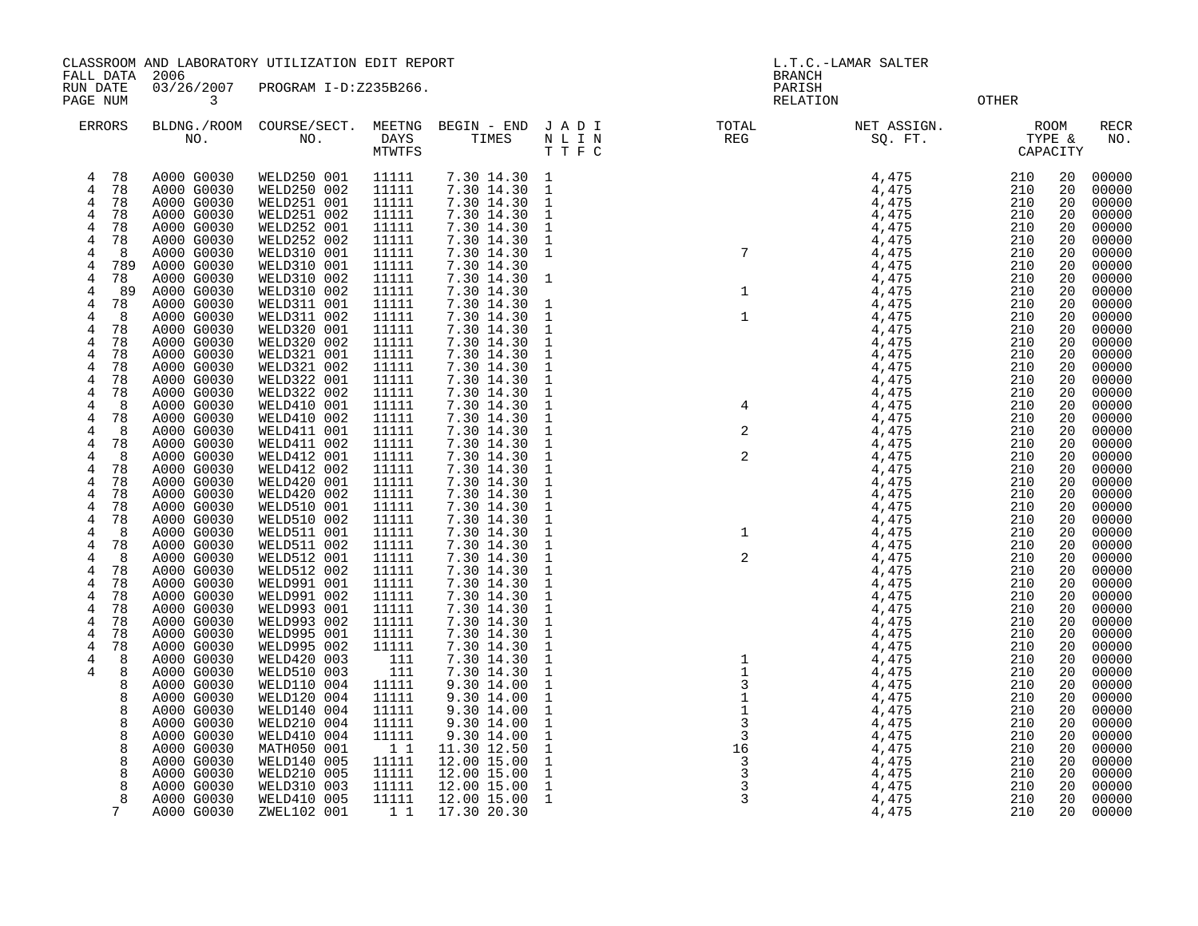CLASSROOM AND LABORATORY UTILIZATION EDIT REPORT
FALL DATA 2006
RUN DATE 03/26/2007 PROGRAM I-D:Z235B266.
PAGE NUM 3

L.T.C.-LAMAR SALTER
BRANCH
PARISH
RELATION OTHER

| ERRORS | | BLDNG./ROOM NO. | COURSE/SECT. NO. | MEETNG DAYS MTWTFS | BEGIN - END TIMES | J A D I N L I N T T F C | TOTAL REG | NET ASSIGN. SQ. FT. | ROOM TYPE & CAPACITY | | RECR NO. |
|---|---|---|---|---|---|---|---|---|---|---|---|
| 4 | 78 | A000 G0030 | WELD250 001 | 11111 | 7.30 14.30 | 1 | | 4,475 | 210 | 20 | 00000 |
| 4 | 78 | A000 G0030 | WELD250 002 | 11111 | 7.30 14.30 | 1 | | 4,475 | 210 | 20 | 00000 |
| 4 | 78 | A000 G0030 | WELD251 001 | 11111 | 7.30 14.30 | 1 | | 4,475 | 210 | 20 | 00000 |
| 4 | 78 | A000 G0030 | WELD251 002 | 11111 | 7.30 14.30 | 1 | | 4,475 | 210 | 20 | 00000 |
| 4 | 78 | A000 G0030 | WELD252 001 | 11111 | 7.30 14.30 | 1 | | 4,475 | 210 | 20 | 00000 |
| 4 | 78 | A000 G0030 | WELD252 002 | 11111 | 7.30 14.30 | 1 | | 4,475 | 210 | 20 | 00000 |
| 4 | 8 | A000 G0030 | WELD310 001 | 11111 | 7.30 14.30 | 1 | 7 | 4,475 | 210 | 20 | 00000 |
| 4 | 789 | A000 G0030 | WELD310 001 | 11111 | 7.30 14.30 | | | 4,475 | 210 | 20 | 00000 |
| 4 | 78 | A000 G0030 | WELD310 002 | 11111 | 7.30 14.30 | 1 | | 4,475 | 210 | 20 | 00000 |
| 4 | 89 | A000 G0030 | WELD310 002 | 11111 | 7.30 14.30 | | 1 | 4,475 | 210 | 20 | 00000 |
| 4 | 78 | A000 G0030 | WELD311 001 | 11111 | 7.30 14.30 | 1 | | 4,475 | 210 | 20 | 00000 |
| 4 | 8 | A000 G0030 | WELD311 002 | 11111 | 7.30 14.30 | 1 | 1 | 4,475 | 210 | 20 | 00000 |
| 4 | 78 | A000 G0030 | WELD320 001 | 11111 | 7.30 14.30 | 1 | | 4,475 | 210 | 20 | 00000 |
| 4 | 78 | A000 G0030 | WELD320 002 | 11111 | 7.30 14.30 | 1 | | 4,475 | 210 | 20 | 00000 |
| 4 | 78 | A000 G0030 | WELD321 001 | 11111 | 7.30 14.30 | 1 | | 4,475 | 210 | 20 | 00000 |
| 4 | 78 | A000 G0030 | WELD321 002 | 11111 | 7.30 14.30 | 1 | | 4,475 | 210 | 20 | 00000 |
| 4 | 78 | A000 G0030 | WELD322 001 | 11111 | 7.30 14.30 | 1 | | 4,475 | 210 | 20 | 00000 |
| 4 | 78 | A000 G0030 | WELD322 002 | 11111 | 7.30 14.30 | 1 | | 4,475 | 210 | 20 | 00000 |
| 4 | 8 | A000 G0030 | WELD410 001 | 11111 | 7.30 14.30 | 1 | 4 | 4,475 | 210 | 20 | 00000 |
| 4 | 78 | A000 G0030 | WELD410 002 | 11111 | 7.30 14.30 | 1 | | 4,475 | 210 | 20 | 00000 |
| 4 | 8 | A000 G0030 | WELD411 001 | 11111 | 7.30 14.30 | 1 | 2 | 4,475 | 210 | 20 | 00000 |
| 4 | 78 | A000 G0030 | WELD411 002 | 11111 | 7.30 14.30 | 1 | | 4,475 | 210 | 20 | 00000 |
| 4 | 8 | A000 G0030 | WELD412 001 | 11111 | 7.30 14.30 | 1 | 2 | 4,475 | 210 | 20 | 00000 |
| 4 | 78 | A000 G0030 | WELD412 002 | 11111 | 7.30 14.30 | 1 | | 4,475 | 210 | 20 | 00000 |
| 4 | 78 | A000 G0030 | WELD420 001 | 11111 | 7.30 14.30 | 1 | | 4,475 | 210 | 20 | 00000 |
| 4 | 78 | A000 G0030 | WELD420 002 | 11111 | 7.30 14.30 | 1 | | 4,475 | 210 | 20 | 00000 |
| 4 | 78 | A000 G0030 | WELD510 001 | 11111 | 7.30 14.30 | 1 | | 4,475 | 210 | 20 | 00000 |
| 4 | 78 | A000 G0030 | WELD510 002 | 11111 | 7.30 14.30 | 1 | | 4,475 | 210 | 20 | 00000 |
| 4 | 8 | A000 G0030 | WELD511 001 | 11111 | 7.30 14.30 | 1 | 1 | 4,475 | 210 | 20 | 00000 |
| 4 | 78 | A000 G0030 | WELD511 002 | 11111 | 7.30 14.30 | 1 | | 4,475 | 210 | 20 | 00000 |
| 4 | 8 | A000 G0030 | WELD512 001 | 11111 | 7.30 14.30 | 1 | 2 | 4,475 | 210 | 20 | 00000 |
| 4 | 78 | A000 G0030 | WELD512 002 | 11111 | 7.30 14.30 | 1 | | 4,475 | 210 | 20 | 00000 |
| 4 | 78 | A000 G0030 | WELD991 001 | 11111 | 7.30 14.30 | 1 | | 4,475 | 210 | 20 | 00000 |
| 4 | 78 | A000 G0030 | WELD991 002 | 11111 | 7.30 14.30 | 1 | | 4,475 | 210 | 20 | 00000 |
| 4 | 78 | A000 G0030 | WELD993 001 | 11111 | 7.30 14.30 | 1 | | 4,475 | 210 | 20 | 00000 |
| 4 | 78 | A000 G0030 | WELD993 002 | 11111 | 7.30 14.30 | 1 | | 4,475 | 210 | 20 | 00000 |
| 4 | 78 | A000 G0030 | WELD995 001 | 11111 | 7.30 14.30 | 1 | | 4,475 | 210 | 20 | 00000 |
| 4 | 78 | A000 G0030 | WELD995 002 | 11111 | 7.30 14.30 | 1 | | 4,475 | 210 | 20 | 00000 |
| 4 | 8 | A000 G0030 | WELD420 003 | 111 | 7.30 14.30 | 1 | 1 | 4,475 | 210 | 20 | 00000 |
| 4 | 8 | A000 G0030 | WELD510 003 | 111 | 7.30 14.30 | 1 | 1 | 4,475 | 210 | 20 | 00000 |
| | 8 | A000 G0030 | WELD110 004 | 11111 | 9.30 14.00 | 1 | 3 | 4,475 | 210 | 20 | 00000 |
| | 8 | A000 G0030 | WELD120 004 | 11111 | 9.30 14.00 | 1 | 1 | 4,475 | 210 | 20 | 00000 |
| | 8 | A000 G0030 | WELD140 004 | 11111 | 9.30 14.00 | 1 | 1 | 4,475 | 210 | 20 | 00000 |
| | 8 | A000 G0030 | WELD210 004 | 11111 | 9.30 14.00 | 1 | 3 | 4,475 | 210 | 20 | 00000 |
| | 8 | A000 G0030 | WELD410 004 | 11111 | 9.30 14.00 | 1 | 3 | 4,475 | 210 | 20 | 00000 |
| | 8 | A000 G0030 | MATH050 001 | 1 1 | 11.30 12.50 | 1 | 16 | 4,475 | 210 | 20 | 00000 |
| | 8 | A000 G0030 | WELD140 005 | 11111 | 12.00 15.00 | 1 | 3 | 4,475 | 210 | 20 | 00000 |
| | 8 | A000 G0030 | WELD210 005 | 11111 | 12.00 15.00 | 1 | 3 | 4,475 | 210 | 20 | 00000 |
| | 8 | A000 G0030 | WELD310 003 | 11111 | 12.00 15.00 | 1 | 3 | 4,475 | 210 | 20 | 00000 |
| | 8 | A000 G0030 | WELD410 005 | 11111 | 12.00 15.00 | 1 | 3 | 4,475 | 210 | 20 | 00000 |
| | 7 | A000 G0030 | ZWEL102 001 | 1 1 | 17.30 20.30 | | | 4,475 | 210 | 20 | 00000 |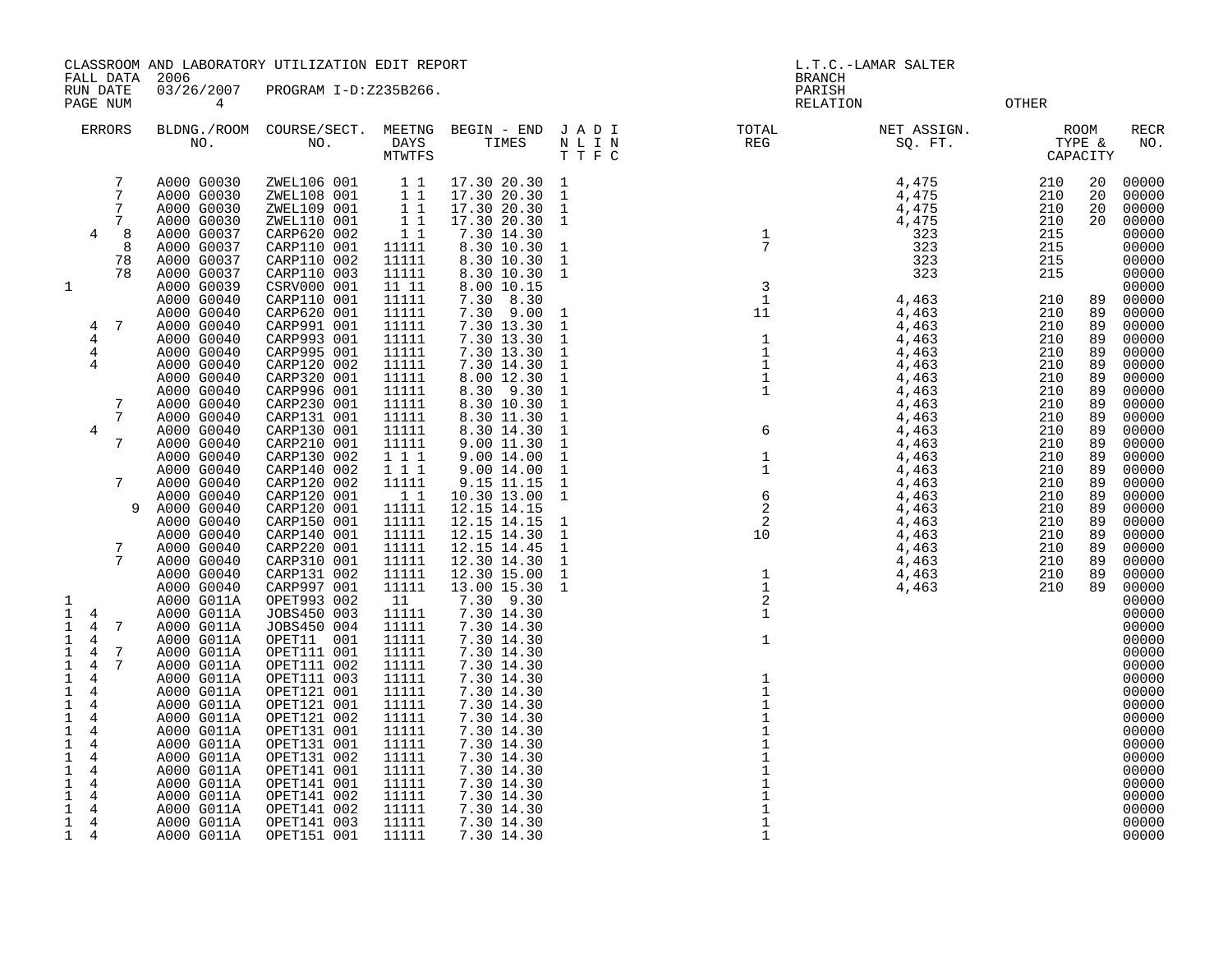CLASSROOM AND LABORATORY UTILIZATION EDIT REPORT
FALL DATA 2006
RUN DATE 03/26/2007 PROGRAM I-D:Z235B266.
PAGE NUM 4

L.T.C.-LAMAR SALTER
BRANCH
PARISH
RELATION OTHER

| ERRORS | BLDNG./ROOM NO. | COURSE/SECT. NO. | MEETNG DAYS MTWTFS | BEGIN - END TIMES | J A D I N L I N T T F C | TOTAL REG | NET ASSIGN. SQ. FT. | ROOM TYPE & CAPACITY | | RECR NO. |
|---|---|---|---|---|---|---|---|---|---|---|
| 7 | A000 G0030 | ZWEL106 001 | 1 1 | 17.30 20.30 | 1 | | 4,475 | 210 | 20 | 00000 |
| 7 | A000 G0030 | ZWEL108 001 | 1 1 | 17.30 20.30 | 1 | | 4,475 | 210 | 20 | 00000 |
| 7 | A000 G0030 | ZWEL109 001 | 1 1 | 17.30 20.30 | 1 | | 4,475 | 210 | 20 | 00000 |
| 7 | A000 G0030 | ZWEL110 001 | 1 1 | 17.30 20.30 | 1 | | 4,475 | 210 | 20 | 00000 |
| 4 8 | A000 G0037 | CARP620 002 | 1 1 | 7.30 14.30 | | 1 | 323 | 215 | | 00000 |
| 8 | A000 G0037 | CARP110 001 | 11111 | 8.30 10.30 | 1 | 7 | 323 | 215 | | 00000 |
| 78 | A000 G0037 | CARP110 002 | 11111 | 8.30 10.30 | 1 | | 323 | 215 | | 00000 |
| 78 | A000 G0037 | CARP110 003 | 11111 | 8.30 10.30 | 1 | | 323 | 215 | | 00000 |
| 1 | A000 G0039 | CSRV000 001 | 11 11 | 8.00 10.15 | | 3 | | | | 00000 |
| | A000 G0040 | CARP110 001 | 11111 | 7.30 8.30 | | 1 | 4,463 | 210 | 89 | 00000 |
| | A000 G0040 | CARP620 001 | 11111 | 7.30 9.00 | 1 | 11 | 4,463 | 210 | 89 | 00000 |
| 4 7 | A000 G0040 | CARP991 001 | 11111 | 7.30 13.30 | 1 | | 4,463 | 210 | 89 | 00000 |
| 4 | A000 G0040 | CARP993 001 | 11111 | 7.30 13.30 | 1 | 1 | 4,463 | 210 | 89 | 00000 |
| 4 | A000 G0040 | CARP995 001 | 11111 | 7.30 13.30 | 1 | 1 | 4,463 | 210 | 89 | 00000 |
| 4 | A000 G0040 | CARP120 002 | 11111 | 7.30 14.30 | 1 | 1 | 4,463 | 210 | 89 | 00000 |
| | A000 G0040 | CARP320 001 | 11111 | 8.00 12.30 | 1 | 1 | 4,463 | 210 | 89 | 00000 |
| | A000 G0040 | CARP996 001 | 11111 | 8.30 9.30 | 1 | 1 | 4,463 | 210 | 89 | 00000 |
| 7 | A000 G0040 | CARP230 001 | 11111 | 8.30 10.30 | 1 | | 4,463 | 210 | 89 | 00000 |
| 7 | A000 G0040 | CARP131 001 | 11111 | 8.30 11.30 | 1 | | 4,463 | 210 | 89 | 00000 |
| 4 | A000 G0040 | CARP130 001 | 11111 | 8.30 14.30 | 1 | 6 | 4,463 | 210 | 89 | 00000 |
| 7 | A000 G0040 | CARP210 001 | 11111 | 9.00 11.30 | 1 | | 4,463 | 210 | 89 | 00000 |
| | A000 G0040 | CARP130 002 | 1 1 1 | 9.00 14.00 | 1 | 1 | 4,463 | 210 | 89 | 00000 |
| | A000 G0040 | CARP140 002 | 1 1 1 | 9.00 14.00 | 1 | 1 | 4,463 | 210 | 89 | 00000 |
| 7 | A000 G0040 | CARP120 002 | 11111 | 9.15 11.15 | 1 | | 4,463 | 210 | 89 | 00000 |
| | A000 G0040 | CARP120 001 | 1 1 | 10.30 13.00 | 1 | 6 | 4,463 | 210 | 89 | 00000 |
| 9 | A000 G0040 | CARP120 001 | 11111 | 12.15 14.15 | | 2 | 4,463 | 210 | 89 | 00000 |
| | A000 G0040 | CARP150 001 | 11111 | 12.15 14.15 | 1 | 2 | 4,463 | 210 | 89 | 00000 |
| | A000 G0040 | CARP140 001 | 11111 | 12.15 14.30 | 1 | 10 | 4,463 | 210 | 89 | 00000 |
| 7 | A000 G0040 | CARP220 001 | 11111 | 12.15 14.45 | 1 | | 4,463 | 210 | 89 | 00000 |
| 7 | A000 G0040 | CARP310 001 | 11111 | 12.30 14.30 | 1 | | 4,463 | 210 | 89 | 00000 |
| | A000 G0040 | CARP131 002 | 11111 | 12.30 15.00 | 1 | 1 | 4,463 | 210 | 89 | 00000 |
| | A000 G0040 | CARP997 001 | 11111 | 13.00 15.30 | 1 | 1 | 4,463 | 210 | 89 | 00000 |
| 1 | A000 G011A | OPET993 002 | 11 | 7.30 9.30 | | 2 | | | | 00000 |
| 1 4 | A000 G011A | JOBS450 003 | 11111 | 7.30 14.30 | | 1 | | | | 00000 |
| 1 4 7 | A000 G011A | JOBS450 004 | 11111 | 7.30 14.30 | | | | | | 00000 |
| 1 4 | A000 G011A | OPET11 001 | 11111 | 7.30 14.30 | | 1 | | | | 00000 |
| 1 4 7 | A000 G011A | OPET111 001 | 11111 | 7.30 14.30 | | | | | | 00000 |
| 1 4 7 | A000 G011A | OPET111 002 | 11111 | 7.30 14.30 | | | | | | 00000 |
| 1 4 | A000 G011A | OPET111 003 | 11111 | 7.30 14.30 | | 1 | | | | 00000 |
| 1 4 | A000 G011A | OPET121 001 | 11111 | 7.30 14.30 | | 1 | | | | 00000 |
| 1 4 | A000 G011A | OPET121 001 | 11111 | 7.30 14.30 | | 1 | | | | 00000 |
| 1 4 | A000 G011A | OPET121 002 | 11111 | 7.30 14.30 | | 1 | | | | 00000 |
| 1 4 | A000 G011A | OPET131 001 | 11111 | 7.30 14.30 | | 1 | | | | 00000 |
| 1 4 | A000 G011A | OPET131 001 | 11111 | 7.30 14.30 | | 1 | | | | 00000 |
| 1 4 | A000 G011A | OPET131 002 | 11111 | 7.30 14.30 | | 1 | | | | 00000 |
| 1 4 | A000 G011A | OPET141 001 | 11111 | 7.30 14.30 | | 1 | | | | 00000 |
| 1 4 | A000 G011A | OPET141 001 | 11111 | 7.30 14.30 | | 1 | | | | 00000 |
| 1 4 | A000 G011A | OPET141 002 | 11111 | 7.30 14.30 | | 1 | | | | 00000 |
| 1 4 | A000 G011A | OPET141 002 | 11111 | 7.30 14.30 | | 1 | | | | 00000 |
| 1 4 | A000 G011A | OPET141 003 | 11111 | 7.30 14.30 | | 1 | | | | 00000 |
| 1 4 | A000 G011A | OPET151 001 | 11111 | 7.30 14.30 | | 1 | | | | 00000 |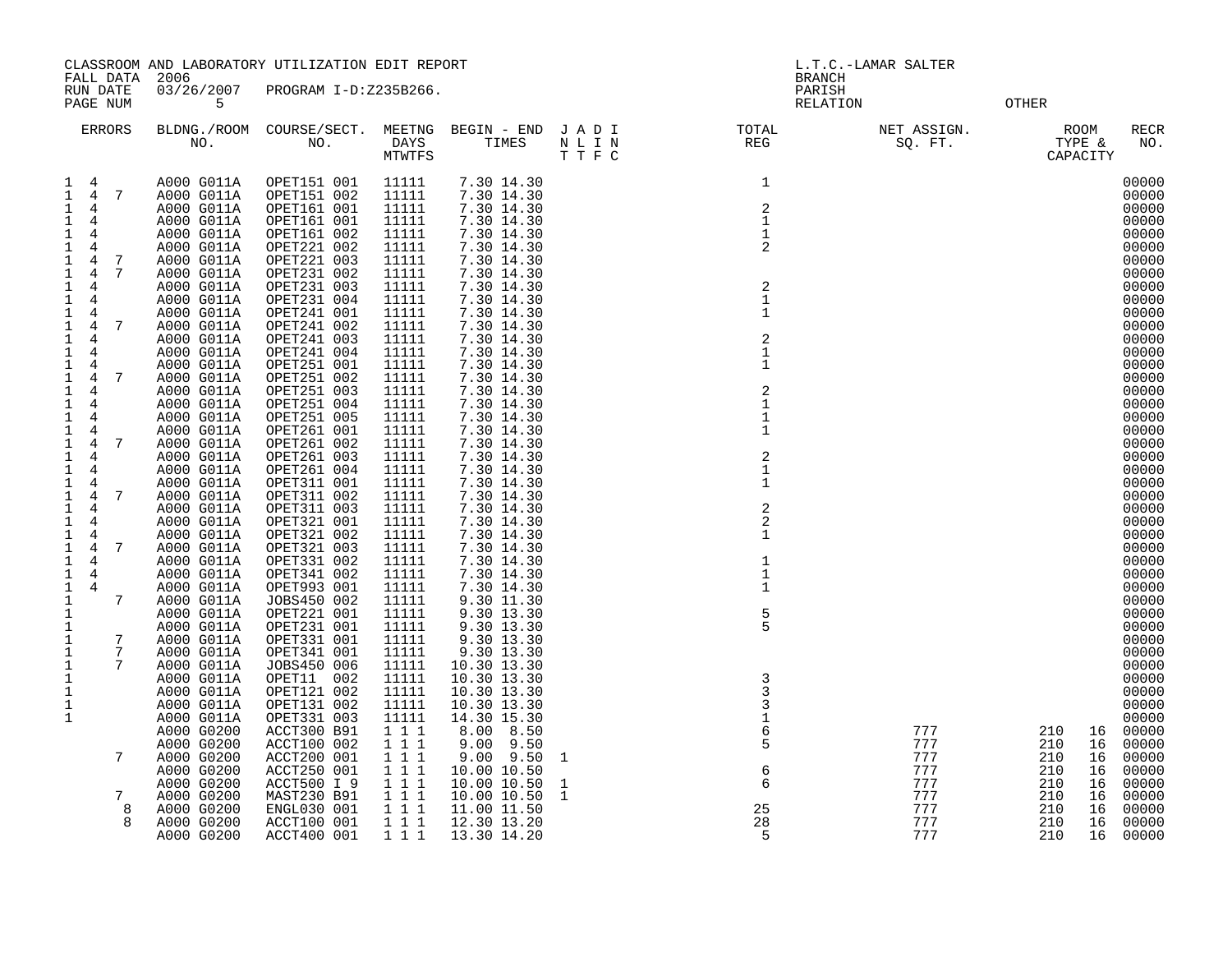CLASSROOM AND LABORATORY UTILIZATION EDIT REPORT
FALL DATA 2006
RUN DATE 03/26/2007 PROGRAM I-D:Z235B266.
PAGE NUM 5

L.T.C.-LAMAR SALTER
BRANCH
PARISH
RELATION OTHER

| ERRORS | BLDNG./ROOM NO. | COURSE/SECT. NO. | MEETNG DAYS MTWTFS | BEGIN - END TIMES | J A D I N L I N T T F C | TOTAL REG | NET ASSIGN. SQ. FT. | ROOM TYPE & CAPACITY | | RECR NO. |
|---|---|---|---|---|---|---|---|---|---|---|
| 1 4 | A000 G011A | OPET151 001 | 11111 | 7.30 14.30 | | 1 | | | | 00000 |
| 1 4 7 | A000 G011A | OPET151 002 | 11111 | 7.30 14.30 | | | | | | 00000 |
| 1 4 | A000 G011A | OPET161 001 | 11111 | 7.30 14.30 | | 2 | | | | 00000 |
| 1 4 | A000 G011A | OPET161 001 | 11111 | 7.30 14.30 | | 1 | | | | 00000 |
| 1 4 | A000 G011A | OPET161 002 | 11111 | 7.30 14.30 | | 1 | | | | 00000 |
| 1 4 | A000 G011A | OPET221 002 | 11111 | 7.30 14.30 | | 2 | | | | 00000 |
| 1 4 7 | A000 G011A | OPET221 003 | 11111 | 7.30 14.30 | | | | | | 00000 |
| 1 4 7 | A000 G011A | OPET231 002 | 11111 | 7.30 14.30 | | | | | | 00000 |
| 1 4 | A000 G011A | OPET231 003 | 11111 | 7.30 14.30 | | 2 | | | | 00000 |
| 1 4 | A000 G011A | OPET231 004 | 11111 | 7.30 14.30 | | 1 | | | | 00000 |
| 1 4 | A000 G011A | OPET241 001 | 11111 | 7.30 14.30 | | 1 | | | | 00000 |
| 1 4 7 | A000 G011A | OPET241 002 | 11111 | 7.30 14.30 | | | | | | 00000 |
| 1 4 | A000 G011A | OPET241 003 | 11111 | 7.30 14.30 | | 2 | | | | 00000 |
| 1 4 | A000 G011A | OPET241 004 | 11111 | 7.30 14.30 | | 1 | | | | 00000 |
| 1 4 | A000 G011A | OPET251 001 | 11111 | 7.30 14.30 | | 1 | | | | 00000 |
| 1 4 7 | A000 G011A | OPET251 002 | 11111 | 7.30 14.30 | | | | | | 00000 |
| 1 4 | A000 G011A | OPET251 003 | 11111 | 7.30 14.30 | | 2 | | | | 00000 |
| 1 4 | A000 G011A | OPET251 004 | 11111 | 7.30 14.30 | | 1 | | | | 00000 |
| 1 4 | A000 G011A | OPET251 005 | 11111 | 7.30 14.30 | | 1 | | | | 00000 |
| 1 4 | A000 G011A | OPET261 001 | 11111 | 7.30 14.30 | | 1 | | | | 00000 |
| 1 4 7 | A000 G011A | OPET261 002 | 11111 | 7.30 14.30 | | | | | | 00000 |
| 1 4 | A000 G011A | OPET261 003 | 11111 | 7.30 14.30 | | 2 | | | | 00000 |
| 1 4 | A000 G011A | OPET261 004 | 11111 | 7.30 14.30 | | 1 | | | | 00000 |
| 1 4 | A000 G011A | OPET311 001 | 11111 | 7.30 14.30 | | 1 | | | | 00000 |
| 1 4 7 | A000 G011A | OPET311 002 | 11111 | 7.30 14.30 | | | | | | 00000 |
| 1 4 | A000 G011A | OPET311 003 | 11111 | 7.30 14.30 | | 2 | | | | 00000 |
| 1 4 | A000 G011A | OPET321 001 | 11111 | 7.30 14.30 | | 2 | | | | 00000 |
| 1 4 | A000 G011A | OPET321 002 | 11111 | 7.30 14.30 | | 1 | | | | 00000 |
| 1 4 7 | A000 G011A | OPET321 003 | 11111 | 7.30 14.30 | | | | | | 00000 |
| 1 4 | A000 G011A | OPET331 002 | 11111 | 7.30 14.30 | | 1 | | | | 00000 |
| 1 4 | A000 G011A | OPET341 002 | 11111 | 7.30 14.30 | | 1 | | | | 00000 |
| 1 4 | A000 G011A | OPET993 001 | 11111 | 7.30 14.30 | | 1 | | | | 00000 |
| 1 7 | A000 G011A | JOBS450 002 | 11111 | 9.30 11.30 | | | | | | 00000 |
| 1 | A000 G011A | OPET221 001 | 11111 | 9.30 13.30 | | 5 | | | | 00000 |
| 1 | A000 G011A | OPET231 001 | 11111 | 9.30 13.30 | | 5 | | | | 00000 |
| 1 7 | A000 G011A | OPET331 001 | 11111 | 9.30 13.30 | | | | | | 00000 |
| 1 7 | A000 G011A | OPET341 001 | 11111 | 9.30 13.30 | | | | | | 00000 |
| 1 7 | A000 G011A | JOBS450 006 | 11111 | 10.30 13.30 | | | | | | 00000 |
| 1 | A000 G011A | OPET11 002 | 11111 | 10.30 13.30 | | 3 | | | | 00000 |
| 1 | A000 G011A | OPET121 002 | 11111 | 10.30 13.30 | | 3 | | | | 00000 |
| 1 | A000 G011A | OPET131 002 | 11111 | 10.30 13.30 | | 3 | | | | 00000 |
| 1 | A000 G011A | OPET331 003 | 11111 | 14.30 15.30 | | 1 | | | | 00000 |
| | A000 G0200 | ACCT300 B91 | 1 1 1 | 8.00 8.50 | | 6 | 777 | 210 | 16 | 00000 |
| | A000 G0200 | ACCT100 002 | 1 1 1 | 9.00 9.50 | | 5 | 777 | 210 | 16 | 00000 |
| 7 | A000 G0200 | ACCT200 001 | 1 1 1 | 9.00 9.50 | 1 | | 777 | 210 | 16 | 00000 |
| | A000 G0200 | ACCT250 001 | 1 1 1 | 10.00 10.50 | | 6 | 777 | 210 | 16 | 00000 |
| | A000 G0200 | ACCT500 I 9 | 1 1 1 | 10.00 10.50 | 1 | 6 | 777 | 210 | 16 | 00000 |
| 7 | A000 G0200 | MAST230 B91 | 1 1 1 | 10.00 10.50 | 1 | | 777 | 210 | 16 | 00000 |
| 8 | A000 G0200 | ENGL030 001 | 1 1 1 | 11.00 11.50 | | 25 | 777 | 210 | 16 | 00000 |
| 8 | A000 G0200 | ACCT100 001 | 1 1 1 | 12.30 13.20 | | 28 | 777 | 210 | 16 | 00000 |
| | A000 G0200 | ACCT400 001 | 1 1 1 | 13.30 14.20 | | 5 | 777 | 210 | 16 | 00000 |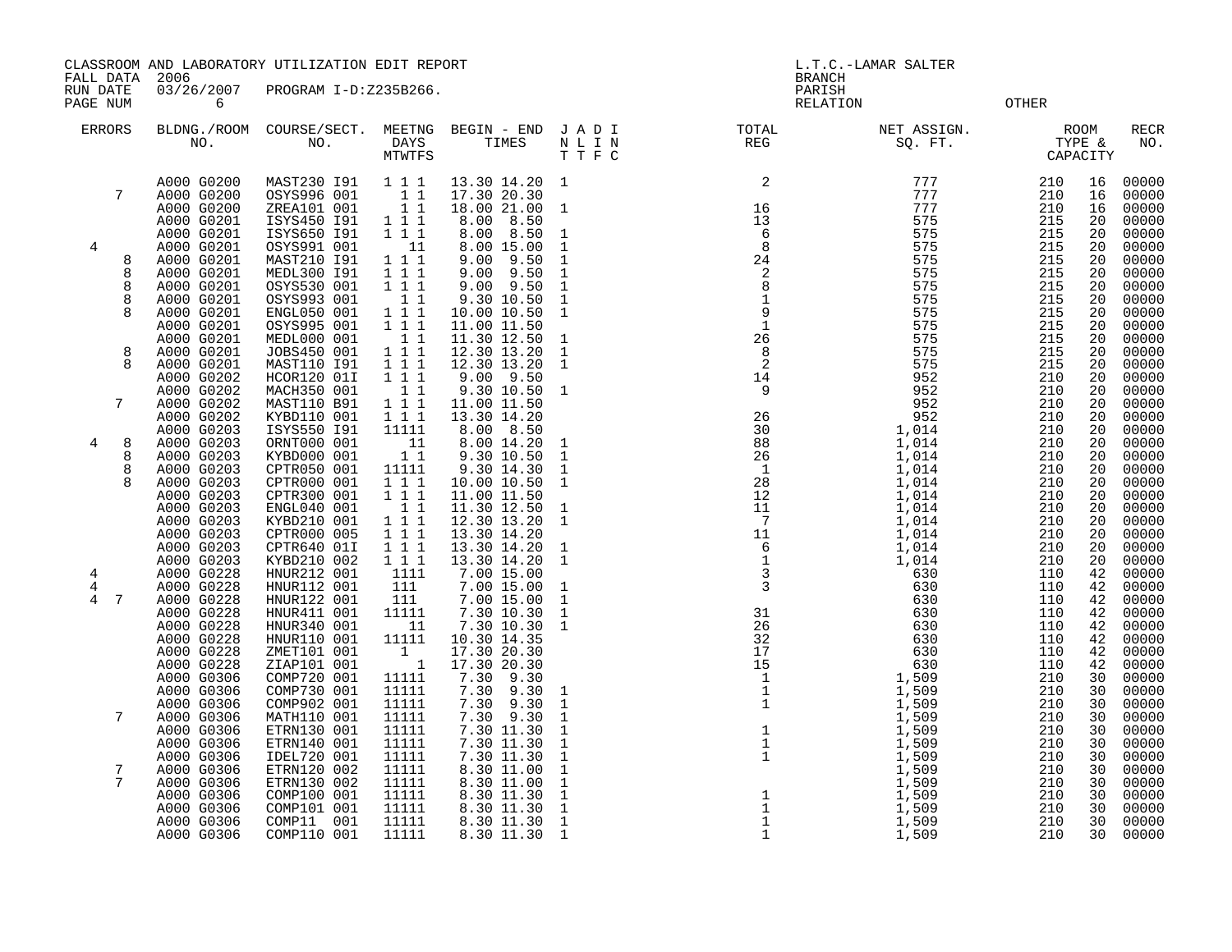CLASSROOM AND LABORATORY UTILIZATION EDIT REPORT
FALL DATA 2006
RUN DATE 03/26/2007 PROGRAM I-D:Z235B266.

L.T.C.-LAMAR SALTER
BRANCH
PARISH
RELATION OTHER

| ERRORS | BLDNG./ROOM NO. | COURSE/SECT. NO. | MEETNG DAYS MTWTFS | BEGIN - END TIMES | J A D I N L I N T T F C | TOTAL REG | NET ASSIGN. SQ. FT. | ROOM TYPE & CAPACITY | | RECR NO. |
|---|---|---|---|---|---|---|---|---|---|---|
| | A000 G0200 | MAST230 I91 | 1 1 1 | 13.30 14.20 | 1 | 2 | 777 | 210 | 16 | 00000 |
| 7 | A000 G0200 | OSYS996 001 | 1 1 | 17.30 20.30 | | | 777 | 210 | 16 | 00000 |
| | A000 G0200 | ZREA101 001 | 1 1 | 18.00 21.00 | 1 | 16 | 777 | 210 | 16 | 00000 |
| | A000 G0201 | ISYS450 I91 | 1 1 1 | 8.00 8.50 | | 13 | 575 | 215 | 20 | 00000 |
| | A000 G0201 | ISYS650 I91 | 1 1 1 | 8.00 8.50 | 1 | 6 | 575 | 215 | 20 | 00000 |
| 4 | A000 G0201 | OSYS991 001 | 11 | 8.00 15.00 | 1 | 8 | 575 | 215 | 20 | 00000 |
| 8 | A000 G0201 | MAST210 I91 | 1 1 1 | 9.00 9.50 | 1 | 24 | 575 | 215 | 20 | 00000 |
| 8 | A000 G0201 | MEDL300 I91 | 1 1 1 | 9.00 9.50 | 1 | 2 | 575 | 215 | 20 | 00000 |
| 8 | A000 G0201 | OSYS530 001 | 1 1 1 | 9.00 9.50 | 1 | 8 | 575 | 215 | 20 | 00000 |
| 8 | A000 G0201 | OSYS993 001 | 1 1 | 9.30 10.50 | 1 | 1 | 575 | 215 | 20 | 00000 |
| 8 | A000 G0201 | ENGL050 001 | 1 1 1 | 10.00 10.50 | 1 | 9 | 575 | 215 | 20 | 00000 |
| | A000 G0201 | OSYS995 001 | 1 1 1 | 11.00 11.50 | | 1 | 575 | 215 | 20 | 00000 |
| | A000 G0201 | MEDL000 001 | 1 1 | 11.30 12.50 | 1 | 26 | 575 | 215 | 20 | 00000 |
| 8 | A000 G0201 | JOBS450 001 | 1 1 1 | 12.30 13.20 | 1 | 8 | 575 | 215 | 20 | 00000 |
| 8 | A000 G0201 | MAST110 I91 | 1 1 1 | 12.30 13.20 | 1 | 2 | 575 | 215 | 20 | 00000 |
| | A000 G0202 | HCOR120 01I | 1 1 1 | 9.00 9.50 | | 14 | 952 | 210 | 20 | 00000 |
| | A000 G0202 | MACH350 001 | 1 1 | 9.30 10.50 | 1 | 9 | 952 | 210 | 20 | 00000 |
| 7 | A000 G0202 | MAST110 B91 | 1 1 1 | 11.00 11.50 | | | 952 | 210 | 20 | 00000 |
| | A000 G0202 | KYBD110 001 | 1 1 1 | 13.30 14.20 | | 26 | 952 | 210 | 20 | 00000 |
| | A000 G0203 | ISYS550 I91 | 11111 | 8.00 8.50 | | 30 | 1,014 | 210 | 20 | 00000 |
| 4 8 | A000 G0203 | ORNT000 001 | 11 | 8.00 14.20 | 1 | 88 | 1,014 | 210 | 20 | 00000 |
| 8 | A000 G0203 | KYBD000 001 | 1 1 | 9.30 10.50 | 1 | 26 | 1,014 | 210 | 20 | 00000 |
| 8 | A000 G0203 | CPTR050 001 | 11111 | 9.30 14.30 | 1 | 1 | 1,014 | 210 | 20 | 00000 |
| 8 | A000 G0203 | CPTR000 001 | 1 1 1 | 10.00 10.50 | 1 | 28 | 1,014 | 210 | 20 | 00000 |
| | A000 G0203 | CPTR300 001 | 1 1 1 | 11.00 11.50 | | 12 | 1,014 | 210 | 20 | 00000 |
| | A000 G0203 | ENGL040 001 | 1 1 | 11.30 12.50 | 1 | 11 | 1,014 | 210 | 20 | 00000 |
| | A000 G0203 | KYBD210 001 | 1 1 1 | 12.30 13.20 | 1 | 7 | 1,014 | 210 | 20 | 00000 |
| | A000 G0203 | CPTR000 005 | 1 1 1 | 13.30 14.20 | | 11 | 1,014 | 210 | 20 | 00000 |
| | A000 G0203 | CPTR640 01I | 1 1 1 | 13.30 14.20 | 1 | 6 | 1,014 | 210 | 20 | 00000 |
| | A000 G0203 | KYBD210 002 | 1 1 1 | 13.30 14.20 | 1 | 1 | 1,014 | 210 | 20 | 00000 |
| 4 | A000 G0228 | HNUR212 001 | 1111 | 7.00 15.00 | | 3 | 630 | 110 | 42 | 00000 |
| 4 | A000 G0228 | HNUR112 001 | 111 | 7.00 15.00 | 1 | 3 | 630 | 110 | 42 | 00000 |
| 4 7 | A000 G0228 | HNUR122 001 | 111 | 7.00 15.00 | 1 | | 630 | 110 | 42 | 00000 |
| | A000 G0228 | HNUR411 001 | 11111 | 7.30 10.30 | 1 | 31 | 630 | 110 | 42 | 00000 |
| | A000 G0228 | HNUR340 001 | 11 | 7.30 10.30 | 1 | 26 | 630 | 110 | 42 | 00000 |
| | A000 G0228 | HNUR110 001 | 11111 | 10.30 14.35 | | 32 | 630 | 110 | 42 | 00000 |
| | A000 G0228 | ZMET101 001 | 1 | 17.30 20.30 | | 17 | 630 | 110 | 42 | 00000 |
| | A000 G0228 | ZIAP101 001 | 1 | 17.30 20.30 | | 15 | 630 | 110 | 42 | 00000 |
| | A000 G0306 | COMP720 001 | 11111 | 7.30 9.30 | | 1 | 1,509 | 210 | 30 | 00000 |
| | A000 G0306 | COMP730 001 | 11111 | 7.30 9.30 | 1 | 1 | 1,509 | 210 | 30 | 00000 |
| | A000 G0306 | COMP902 001 | 11111 | 7.30 9.30 | 1 | 1 | 1,509 | 210 | 30 | 00000 |
| 7 | A000 G0306 | MATH110 001 | 11111 | 7.30 9.30 | 1 | | 1,509 | 210 | 30 | 00000 |
| | A000 G0306 | ETRN130 001 | 11111 | 7.30 11.30 | 1 | 1 | 1,509 | 210 | 30 | 00000 |
| | A000 G0306 | ETRN140 001 | 11111 | 7.30 11.30 | 1 | 1 | 1,509 | 210 | 30 | 00000 |
| | A000 G0306 | IDEL720 001 | 11111 | 7.30 11.30 | 1 | 1 | 1,509 | 210 | 30 | 00000 |
| 7 | A000 G0306 | ETRN120 002 | 11111 | 8.30 11.00 | 1 | | 1,509 | 210 | 30 | 00000 |
| 7 | A000 G0306 | ETRN130 002 | 11111 | 8.30 11.00 | 1 | | 1,509 | 210 | 30 | 00000 |
| | A000 G0306 | COMP100 001 | 11111 | 8.30 11.30 | 1 | 1 | 1,509 | 210 | 30 | 00000 |
| | A000 G0306 | COMP101 001 | 11111 | 8.30 11.30 | 1 | 1 | 1,509 | 210 | 30 | 00000 |
| | A000 G0306 | COMP11 001 | 11111 | 8.30 11.30 | 1 | 1 | 1,509 | 210 | 30 | 00000 |
| | A000 G0306 | COMP110 001 | 11111 | 8.30 11.30 | 1 | 1 | 1,509 | 210 | 30 | 00000 |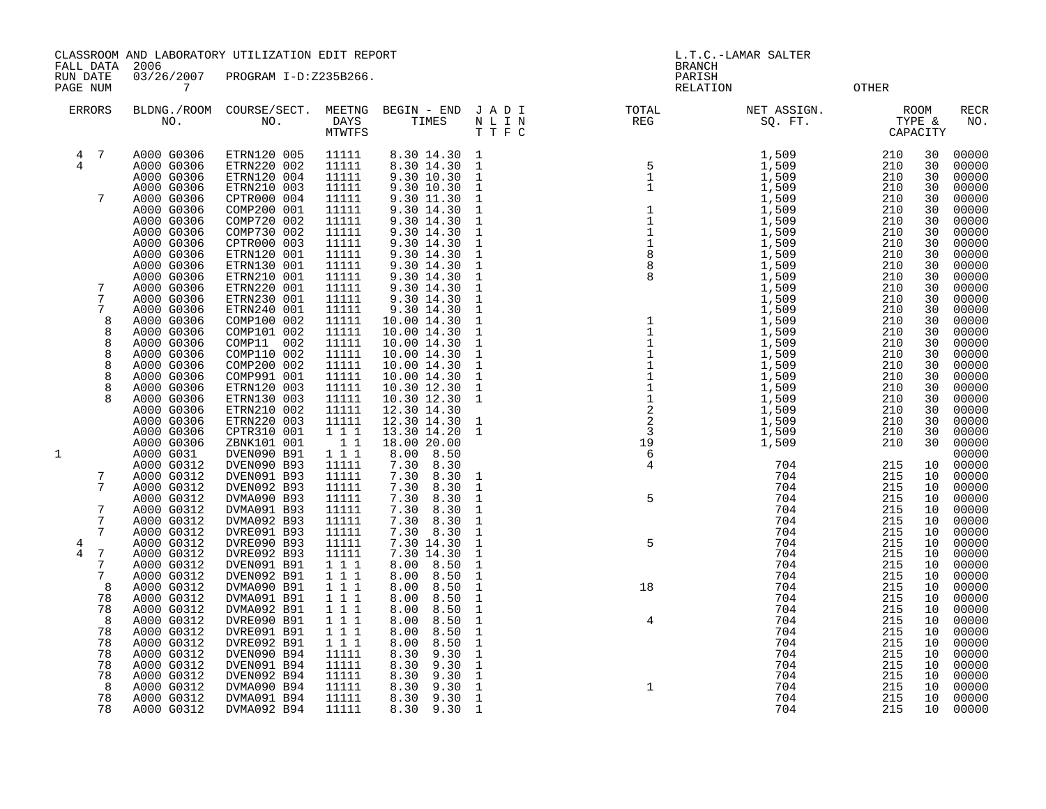CLASSROOM AND LABORATORY UTILIZATION EDIT REPORT
FALL DATA 2006
RUN DATE 03/26/2007 PROGRAM I-D:Z235B266.
PAGE NUM 7

L.T.C.-LAMAR SALTER
BRANCH
PARISH
RELATION OTHER

| ERRORS | BLDNG./ROOM NO. | COURSE/SECT. NO. | MEETNG DAYS MTWTFS | BEGIN - END TIMES | J A D I N L I N T T F C | TOTAL REG | NET ASSIGN. SQ. FT. | ROOM TYPE & CAPACITY | | RECR NO. |
|---|---|---|---|---|---|---|---|---|---|---|
| 4 7 | A000 G0306 | ETRN120 005 | 11111 | 8.30 14.30 | 1 | | 1,509 | 210 | 30 | 00000 |
| 4 | A000 G0306 | ETRN220 002 | 11111 | 8.30 14.30 | 1 | 5 | 1,509 | 210 | 30 | 00000 |
| | A000 G0306 | ETRN120 004 | 11111 | 9.30 10.30 | 1 | 1 | 1,509 | 210 | 30 | 00000 |
| | A000 G0306 | ETRN210 003 | 11111 | 9.30 10.30 | 1 | 1 | 1,509 | 210 | 30 | 00000 |
| 7 | A000 G0306 | CPTR000 004 | 11111 | 9.30 11.30 | 1 | | 1,509 | 210 | 30 | 00000 |
| | A000 G0306 | COMP200 001 | 11111 | 9.30 14.30 | 1 | 1 | 1,509 | 210 | 30 | 00000 |
| | A000 G0306 | COMP720 002 | 11111 | 9.30 14.30 | 1 | 1 | 1,509 | 210 | 30 | 00000 |
| | A000 G0306 | COMP730 002 | 11111 | 9.30 14.30 | 1 | 1 | 1,509 | 210 | 30 | 00000 |
| | A000 G0306 | CPTR000 003 | 11111 | 9.30 14.30 | 1 | 1 | 1,509 | 210 | 30 | 00000 |
| | A000 G0306 | ETRN120 001 | 11111 | 9.30 14.30 | 1 | 8 | 1,509 | 210 | 30 | 00000 |
| | A000 G0306 | ETRN130 001 | 11111 | 9.30 14.30 | 1 | 8 | 1,509 | 210 | 30 | 00000 |
| | A000 G0306 | ETRN210 001 | 11111 | 9.30 14.30 | 1 | 8 | 1,509 | 210 | 30 | 00000 |
| 7 | A000 G0306 | ETRN220 001 | 11111 | 9.30 14.30 | 1 | | 1,509 | 210 | 30 | 00000 |
| 7 | A000 G0306 | ETRN230 001 | 11111 | 9.30 14.30 | 1 | | 1,509 | 210 | 30 | 00000 |
| 7 | A000 G0306 | ETRN240 001 | 11111 | 9.30 14.30 | 1 | | 1,509 | 210 | 30 | 00000 |
| 8 | A000 G0306 | COMP100 002 | 11111 | 10.00 14.30 | 1 | 1 | 1,509 | 210 | 30 | 00000 |
| 8 | A000 G0306 | COMP101 002 | 11111 | 10.00 14.30 | 1 | 1 | 1,509 | 210 | 30 | 00000 |
| 8 | A000 G0306 | COMP11 002 | 11111 | 10.00 14.30 | 1 | 1 | 1,509 | 210 | 30 | 00000 |
| 8 | A000 G0306 | COMP110 002 | 11111 | 10.00 14.30 | 1 | 1 | 1,509 | 210 | 30 | 00000 |
| 8 | A000 G0306 | COMP200 002 | 11111 | 10.00 14.30 | 1 | 1 | 1,509 | 210 | 30 | 00000 |
| 8 | A000 G0306 | COMP991 001 | 11111 | 10.00 14.30 | 1 | 1 | 1,509 | 210 | 30 | 00000 |
| 8 | A000 G0306 | ETRN120 003 | 11111 | 10.30 12.30 | 1 | 1 | 1,509 | 210 | 30 | 00000 |
| 8 | A000 G0306 | ETRN130 003 | 11111 | 10.30 12.30 | 1 | 1 | 1,509 | 210 | 30 | 00000 |
| | A000 G0306 | ETRN210 002 | 11111 | 12.30 14.30 | | 2 | 1,509 | 210 | 30 | 00000 |
| | A000 G0306 | ETRN220 003 | 11111 | 12.30 14.30 | 1 | 2 | 1,509 | 210 | 30 | 00000 |
| | A000 G0306 | CPTR310 001 | 1 1 1 | 13.30 14.20 | 1 | 3 | 1,509 | 210 | 30 | 00000 |
| | A000 G0306 | ZBNK101 001 | 1 1 | 18.00 20.00 | | 19 | 1,509 | 210 | 30 | 00000 |
| 1 | A000 G031 | DVEN090 B91 | 1 1 1 | 8.00 8.50 | | 6 | | | | 00000 |
| | A000 G0312 | DVEN090 B93 | 11111 | 7.30 8.30 | | 4 | 704 | 215 | 10 | 00000 |
| 7 | A000 G0312 | DVEN091 B93 | 11111 | 7.30 8.30 | 1 | | 704 | 215 | 10 | 00000 |
| 7 | A000 G0312 | DVEN092 B93 | 11111 | 7.30 8.30 | 1 | | 704 | 215 | 10 | 00000 |
| | A000 G0312 | DVMA090 B93 | 11111 | 7.30 8.30 | 1 | 5 | 704 | 215 | 10 | 00000 |
| 7 | A000 G0312 | DVMA091 B93 | 11111 | 7.30 8.30 | 1 | | 704 | 215 | 10 | 00000 |
| 7 | A000 G0312 | DVMA092 B93 | 11111 | 7.30 8.30 | 1 | | 704 | 215 | 10 | 00000 |
| 7 | A000 G0312 | DVRE091 B93 | 11111 | 7.30 8.30 | 1 | | 704 | 215 | 10 | 00000 |
| 4 | A000 G0312 | DVRE090 B93 | 11111 | 7.30 14.30 | 1 | 5 | 704 | 215 | 10 | 00000 |
| 4 7 | A000 G0312 | DVRE092 B93 | 11111 | 7.30 14.30 | 1 | | 704 | 215 | 10 | 00000 |
| 7 | A000 G0312 | DVEN091 B91 | 1 1 1 | 8.00 8.50 | 1 | | 704 | 215 | 10 | 00000 |
| 7 | A000 G0312 | DVEN092 B91 | 1 1 1 | 8.00 8.50 | 1 | | 704 | 215 | 10 | 00000 |
| 8 | A000 G0312 | DVMA090 B91 | 1 1 1 | 8.00 8.50 | 1 | 18 | 704 | 215 | 10 | 00000 |
| 78 | A000 G0312 | DVMA091 B91 | 1 1 1 | 8.00 8.50 | 1 | | 704 | 215 | 10 | 00000 |
| 78 | A000 G0312 | DVMA092 B91 | 1 1 1 | 8.00 8.50 | 1 | | 704 | 215 | 10 | 00000 |
| 8 | A000 G0312 | DVRE090 B91 | 1 1 1 | 8.00 8.50 | 1 | 4 | 704 | 215 | 10 | 00000 |
| 78 | A000 G0312 | DVRE091 B91 | 1 1 1 | 8.00 8.50 | 1 | | 704 | 215 | 10 | 00000 |
| 78 | A000 G0312 | DVRE092 B91 | 1 1 1 | 8.00 8.50 | 1 | | 704 | 215 | 10 | 00000 |
| 78 | A000 G0312 | DVEN090 B94 | 11111 | 8.30 9.30 | 1 | | 704 | 215 | 10 | 00000 |
| 78 | A000 G0312 | DVEN091 B94 | 11111 | 8.30 9.30 | 1 | | 704 | 215 | 10 | 00000 |
| 78 | A000 G0312 | DVEN092 B94 | 11111 | 8.30 9.30 | 1 | | 704 | 215 | 10 | 00000 |
| 8 | A000 G0312 | DVMA090 B94 | 11111 | 8.30 9.30 | 1 | 1 | 704 | 215 | 10 | 00000 |
| 78 | A000 G0312 | DVMA091 B94 | 11111 | 8.30 9.30 | 1 | | 704 | 215 | 10 | 00000 |
| 78 | A000 G0312 | DVMA092 B94 | 11111 | 8.30 9.30 | 1 | | 704 | 215 | 10 | 00000 |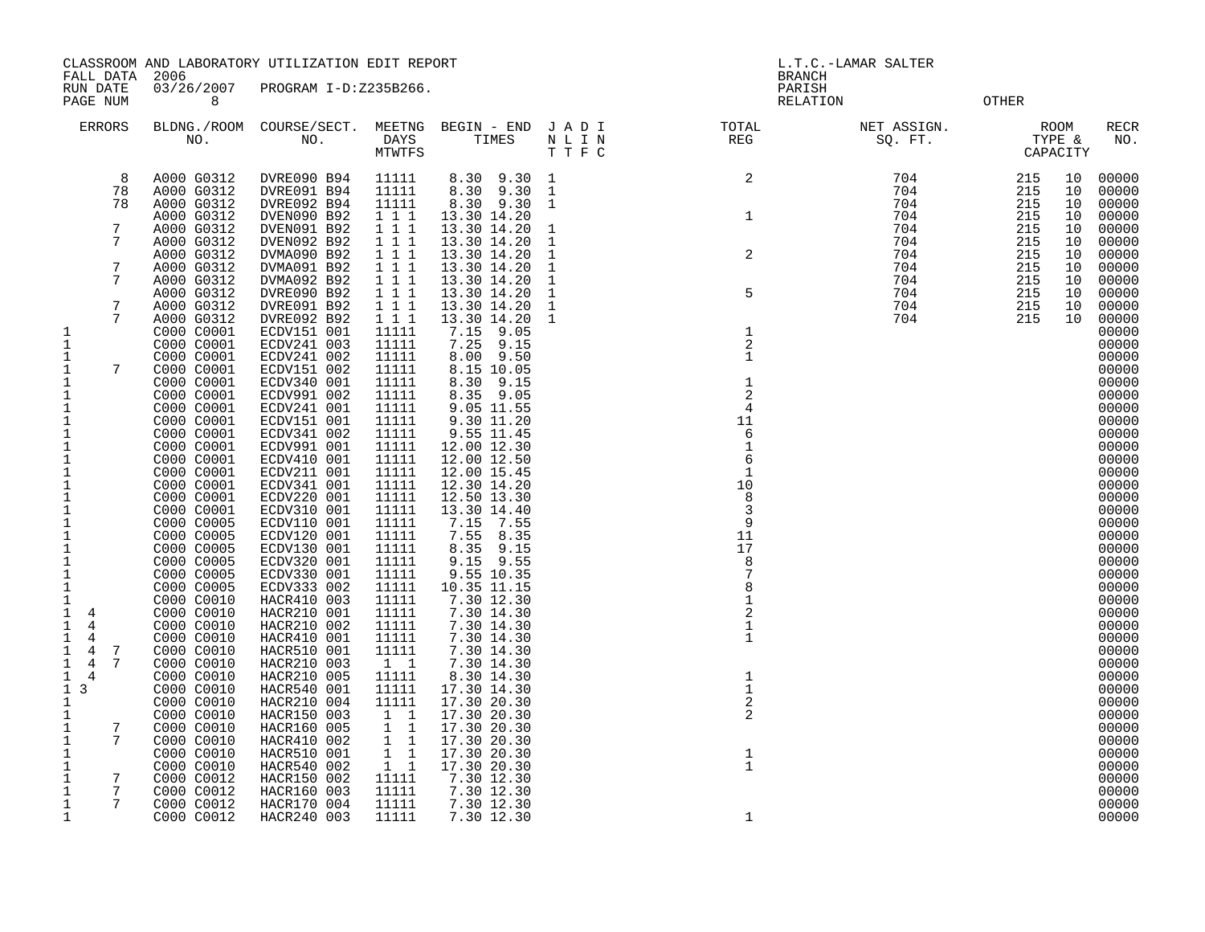CLASSROOM AND LABORATORY UTILIZATION EDIT REPORT
FALL DATA 2006
RUN DATE 03/26/2007 PROGRAM I-D:Z235B266.

L.T.C.-LAMAR SALTER
BRANCH
PARISH
RELATION OTHER

| ERRORS | BLDNG./ROOM NO. | COURSE/SECT. NO. | MEETNG DAYS MTWTFS | BEGIN - END TIMES | J A D I N L I N T T F C | TOTAL REG | NET ASSIGN. SQ. FT. | ROOM TYPE & CAPACITY | RECR NO. |
|---|---|---|---|---|---|---|---|---|---|
| 8 | A000 G0312 | DVRE090 B94 | 11111 | 8.30 9.30 | 1 | 2 | 704 | 215 10 | 00000 |
| 78 | A000 G0312 | DVRE091 B94 | 11111 | 8.30 9.30 | 1 | | 704 | 215 10 | 00000 |
| 78 | A000 G0312 | DVRE092 B94 | 11111 | 8.30 9.30 | 1 | | 704 | 215 10 | 00000 |
| | A000 G0312 | DVEN090 B92 | 1 1 1 | 13.30 14.20 | | 1 | 704 | 215 10 | 00000 |
| 7 | A000 G0312 | DVEN091 B92 | 1 1 1 | 13.30 14.20 | 1 | | 704 | 215 10 | 00000 |
| 7 | A000 G0312 | DVEN092 B92 | 1 1 1 | 13.30 14.20 | 1 | | 704 | 215 10 | 00000 |
| | A000 G0312 | DVMA090 B92 | 1 1 1 | 13.30 14.20 | 1 | 2 | 704 | 215 10 | 00000 |
| 7 | A000 G0312 | DVMA091 B92 | 1 1 1 | 13.30 14.20 | 1 | | 704 | 215 10 | 00000 |
| 7 | A000 G0312 | DVMA092 B92 | 1 1 1 | 13.30 14.20 | 1 | | 704 | 215 10 | 00000 |
| | A000 G0312 | DVRE090 B92 | 1 1 1 | 13.30 14.20 | 1 | 5 | 704 | 215 10 | 00000 |
| 7 | A000 G0312 | DVRE091 B92 | 1 1 1 | 13.30 14.20 | 1 | | 704 | 215 10 | 00000 |
| 7 | A000 G0312 | DVRE092 B92 | 1 1 1 | 13.30 14.20 | 1 | | 704 | 215 10 | 00000 |
| 1 | C000 C0001 | ECDV151 001 | 11111 | 7.15 9.05 | | 1 | | | 00000 |
| 1 | C000 C0001 | ECDV241 003 | 11111 | 7.25 9.15 | | 2 | | | 00000 |
| 1 | C000 C0001 | ECDV241 002 | 11111 | 8.00 9.50 | | 1 | | | 00000 |
| 1 7 | C000 C0001 | ECDV151 002 | 11111 | 8.15 10.05 | | | | | 00000 |
| 1 | C000 C0001 | ECDV340 001 | 11111 | 8.30 9.15 | | 1 | | | 00000 |
| 1 | C000 C0001 | ECDV991 002 | 11111 | 8.35 9.05 | | 2 | | | 00000 |
| 1 | C000 C0001 | ECDV241 001 | 11111 | 9.05 11.55 | | 4 | | | 00000 |
| 1 | C000 C0001 | ECDV151 001 | 11111 | 9.30 11.20 | | 11 | | | 00000 |
| 1 | C000 C0001 | ECDV341 002 | 11111 | 9.55 11.45 | | 6 | | | 00000 |
| 1 | C000 C0001 | ECDV991 001 | 11111 | 12.00 12.30 | | 1 | | | 00000 |
| 1 | C000 C0001 | ECDV410 001 | 11111 | 12.00 12.50 | | 6 | | | 00000 |
| 1 | C000 C0001 | ECDV211 001 | 11111 | 12.00 15.45 | | 1 | | | 00000 |
| 1 | C000 C0001 | ECDV341 001 | 11111 | 12.30 14.20 | | 10 | | | 00000 |
| 1 | C000 C0001 | ECDV220 001 | 11111 | 12.50 13.30 | | 8 | | | 00000 |
| 1 | C000 C0001 | ECDV310 001 | 11111 | 13.30 14.40 | | 3 | | | 00000 |
| 1 | C000 C0005 | ECDV110 001 | 11111 | 7.15 7.55 | | 9 | | | 00000 |
| 1 | C000 C0005 | ECDV120 001 | 11111 | 7.55 8.35 | | 11 | | | 00000 |
| 1 | C000 C0005 | ECDV130 001 | 11111 | 8.35 9.15 | | 17 | | | 00000 |
| 1 | C000 C0005 | ECDV320 001 | 11111 | 9.15 9.55 | | 8 | | | 00000 |
| 1 | C000 C0005 | ECDV330 001 | 11111 | 9.55 10.35 | | 7 | | | 00000 |
| 1 | C000 C0005 | ECDV333 002 | 11111 | 10.35 11.15 | | 8 | | | 00000 |
| 1 | C000 C0010 | HACR410 003 | 11111 | 7.30 12.30 | | 1 | | | 00000 |
| 1 4 | C000 C0010 | HACR210 001 | 11111 | 7.30 14.30 | | 2 | | | 00000 |
| 1 4 | C000 C0010 | HACR210 002 | 11111 | 7.30 14.30 | | 1 | | | 00000 |
| 1 4 | C000 C0010 | HACR410 001 | 11111 | 7.30 14.30 | | 1 | | | 00000 |
| 1 4 7 | C000 C0010 | HACR510 001 | 11111 | 7.30 14.30 | | | | | 00000 |
| 1 4 7 | C000 C0010 | HACR210 003 | 1 1 | 7.30 14.30 | | | | | 00000 |
| 1 4 | C000 C0010 | HACR210 005 | 11111 | 8.30 14.30 | | 1 | | | 00000 |
| 1 3 | C000 C0010 | HACR540 001 | 11111 | 17.30 14.30 | | 1 | | | 00000 |
| 1 | C000 C0010 | HACR210 004 | 11111 | 17.30 20.30 | | 2 | | | 00000 |
| 1 | C000 C0010 | HACR150 003 | 1 1 | 17.30 20.30 | | 2 | | | 00000 |
| 1 7 | C000 C0010 | HACR160 005 | 1 1 | 17.30 20.30 | | | | | 00000 |
| 1 7 | C000 C0010 | HACR410 002 | 1 1 | 17.30 20.30 | | | | | 00000 |
| 1 | C000 C0010 | HACR510 001 | 1 1 | 17.30 20.30 | | 1 | | | 00000 |
| 1 | C000 C0010 | HACR540 002 | 1 1 | 17.30 20.30 | | 1 | | | 00000 |
| 1 7 | C000 C0012 | HACR150 002 | 11111 | 7.30 12.30 | | | | | 00000 |
| 1 7 | C000 C0012 | HACR160 003 | 11111 | 7.30 12.30 | | | | | 00000 |
| 1 7 | C000 C0012 | HACR170 004 | 11111 | 7.30 12.30 | | | | | 00000 |
| 1 | C000 C0012 | HACR240 003 | 11111 | 7.30 12.30 | | 1 | | | 00000 |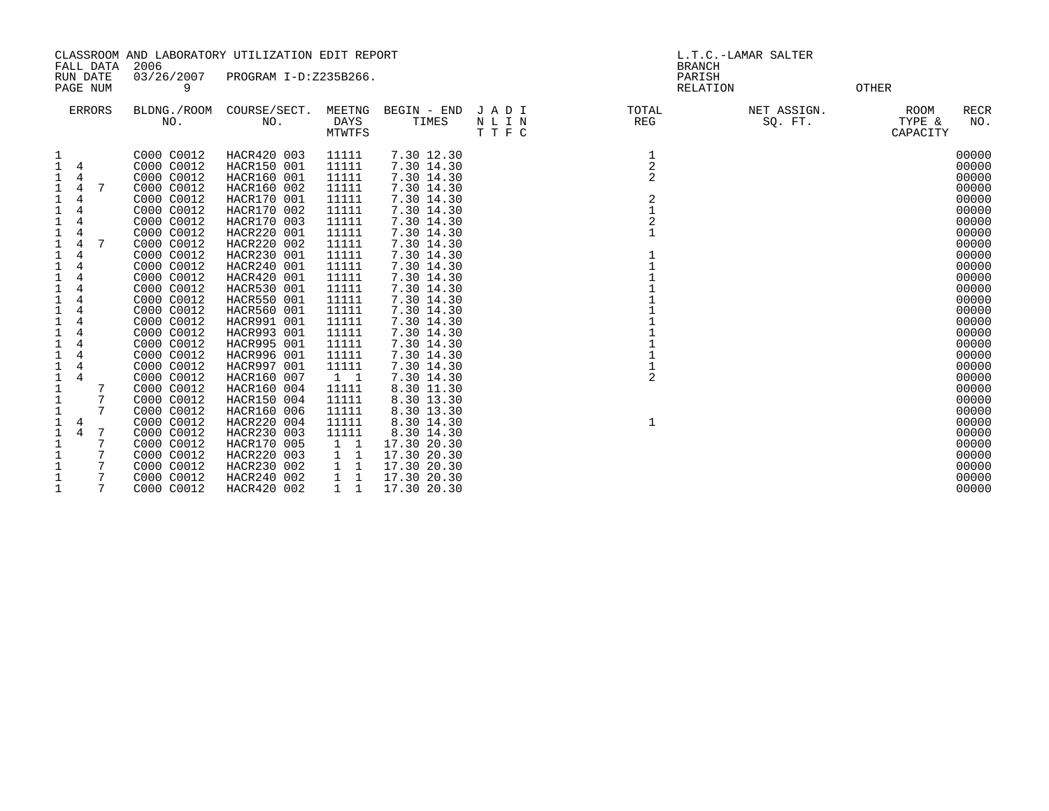CLASSROOM AND LABORATORY UTILIZATION EDIT REPORT
FALL DATA 2006
RUN DATE 03/26/2007 PROGRAM I-D:Z235B266.
PAGE NUM 9

L.T.C.-LAMAR SALTER
BRANCH
PARISH
RELATION OTHER

| ERRORS | BLDNG./ROOM NO. | COURSE/SECT. NO. | MEETNG DAYS MTWTFS | BEGIN - END TIMES | J A D I N L I N T T F C | TOTAL REG | NET ASSIGN. SQ. FT. | ROOM TYPE & CAPACITY | RECR NO. |
|---|---|---|---|---|---|---|---|---|---|
| 1 | C000 C0012 | HACR420 003 | 11111 | 7.30 12.30 | | 1 | | | 00000 |
| 1 4 | C000 C0012 | HACR150 001 | 11111 | 7.30 14.30 | | 2 | | | 00000 |
| 1 4 | C000 C0012 | HACR160 001 | 11111 | 7.30 14.30 | | 2 | | | 00000 |
| 1 4 7 | C000 C0012 | HACR160 002 | 11111 | 7.30 14.30 | | | | | 00000 |
| 1 4 | C000 C0012 | HACR170 001 | 11111 | 7.30 14.30 | | 2 | | | 00000 |
| 1 4 | C000 C0012 | HACR170 002 | 11111 | 7.30 14.30 | | 1 | | | 00000 |
| 1 4 | C000 C0012 | HACR170 003 | 11111 | 7.30 14.30 | | 2 | | | 00000 |
| 1 4 | C000 C0012 | HACR220 001 | 11111 | 7.30 14.30 | | 1 | | | 00000 |
| 1 4 7 | C000 C0012 | HACR220 002 | 11111 | 7.30 14.30 | | | | | 00000 |
| 1 4 | C000 C0012 | HACR230 001 | 11111 | 7.30 14.30 | | 1 | | | 00000 |
| 1 4 | C000 C0012 | HACR240 001 | 11111 | 7.30 14.30 | | 1 | | | 00000 |
| 1 4 | C000 C0012 | HACR420 001 | 11111 | 7.30 14.30 | | 1 | | | 00000 |
| 1 4 | C000 C0012 | HACR530 001 | 11111 | 7.30 14.30 | | 1 | | | 00000 |
| 1 4 | C000 C0012 | HACR550 001 | 11111 | 7.30 14.30 | | 1 | | | 00000 |
| 1 4 | C000 C0012 | HACR560 001 | 11111 | 7.30 14.30 | | 1 | | | 00000 |
| 1 4 | C000 C0012 | HACR991 001 | 11111 | 7.30 14.30 | | 1 | | | 00000 |
| 1 4 | C000 C0012 | HACR993 001 | 11111 | 7.30 14.30 | | 1 | | | 00000 |
| 1 4 | C000 C0012 | HACR995 001 | 11111 | 7.30 14.30 | | 1 | | | 00000 |
| 1 4 | C000 C0012 | HACR996 001 | 11111 | 7.30 14.30 | | 1 | | | 00000 |
| 1 4 | C000 C0012 | HACR997 001 | 11111 | 7.30 14.30 | | 1 | | | 00000 |
| 1 4 | C000 C0012 | HACR160 007 | 1 1 | 7.30 14.30 | | 2 | | | 00000 |
| 1 7 | C000 C0012 | HACR160 004 | 11111 | 8.30 11.30 | | | | | 00000 |
| 1 7 | C000 C0012 | HACR150 004 | 11111 | 8.30 13.30 | | | | | 00000 |
| 1 7 | C000 C0012 | HACR160 006 | 11111 | 8.30 13.30 | | | | | 00000 |
| 1 4 | C000 C0012 | HACR220 004 | 11111 | 8.30 14.30 | | 1 | | | 00000 |
| 1 4 7 | C000 C0012 | HACR230 003 | 11111 | 8.30 14.30 | | | | | 00000 |
| 1 7 | C000 C0012 | HACR170 005 | 1 1 | 17.30 20.30 | | | | | 00000 |
| 1 7 | C000 C0012 | HACR220 003 | 1 1 | 17.30 20.30 | | | | | 00000 |
| 1 7 | C000 C0012 | HACR230 002 | 1 1 | 17.30 20.30 | | | | | 00000 |
| 1 7 | C000 C0012 | HACR240 002 | 1 1 | 17.30 20.30 | | | | | 00000 |
| 1 7 | C000 C0012 | HACR420 002 | 1 1 | 17.30 20.30 | | | | | 00000 |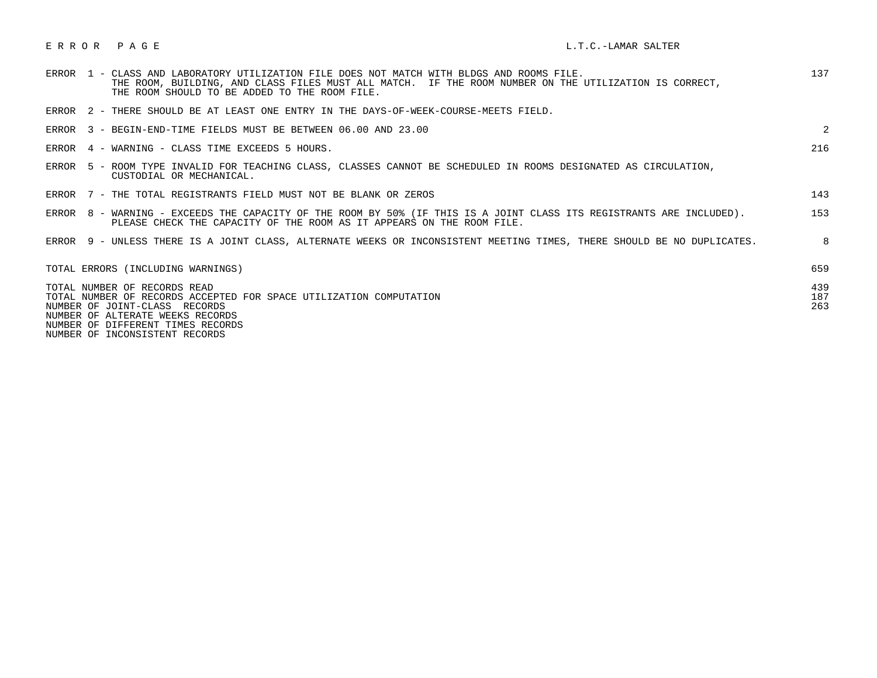# E R R O R   P A G E

L.T.C.-LAMAR SALTER

| Error | Description | Count |
|---|---|---|
| ERROR 1 | CLASS AND LABORATORY UTILIZATION FILE DOES NOT MATCH WITH BLDGS AND ROOMS FILE. THE ROOM, BUILDING, AND CLASS FILES MUST ALL MATCH. IF THE ROOM NUMBER ON THE UTILIZATION IS CORRECT, THE ROOM SHOULD TO BE ADDED TO THE ROOM FILE. | 137 |
| ERROR 2 | THERE SHOULD BE AT LEAST ONE ENTRY IN THE DAYS-OF-WEEK-COURSE-MEETS FIELD. | |
| ERROR 3 | BEGIN-END-TIME FIELDS MUST BE BETWEEN 06.00 AND 23.00 | 2 |
| ERROR 4 | WARNING - CLASS TIME EXCEEDS 5 HOURS. | 216 |
| ERROR 5 | ROOM TYPE INVALID FOR TEACHING CLASS, CLASSES CANNOT BE SCHEDULED IN ROOMS DESIGNATED AS CIRCULATION, CUSTODIAL OR MECHANICAL. | |
| ERROR 7 | THE TOTAL REGISTRANTS FIELD MUST NOT BE BLANK OR ZEROS | 143 |
| ERROR 8 | WARNING - EXCEEDS THE CAPACITY OF THE ROOM BY 50% (IF THIS IS A JOINT CLASS ITS REGISTRANTS ARE INCLUDED). PLEASE CHECK THE CAPACITY OF THE ROOM AS IT APPEARS ON THE ROOM FILE. | 153 |
| ERROR 9 | UNLESS THERE IS A JOINT CLASS, ALTERNATE WEEKS OR INCONSISTENT MEETING TIMES, THERE SHOULD BE NO DUPLICATES. | 8 |

| | |
|---|---|
| TOTAL ERRORS (INCLUDING WARNINGS) | 659 |
| TOTAL NUMBER OF RECORDS READ | 439 |
| TOTAL NUMBER OF RECORDS ACCEPTED FOR SPACE UTILIZATION COMPUTATION | 187 |
| NUMBER OF JOINT-CLASS RECORDS | 263 |
| NUMBER OF ALTERATE WEEKS RECORDS | |
| NUMBER OF DIFFERENT TIMES RECORDS | |
| NUMBER OF INCONSISTENT RECORDS | |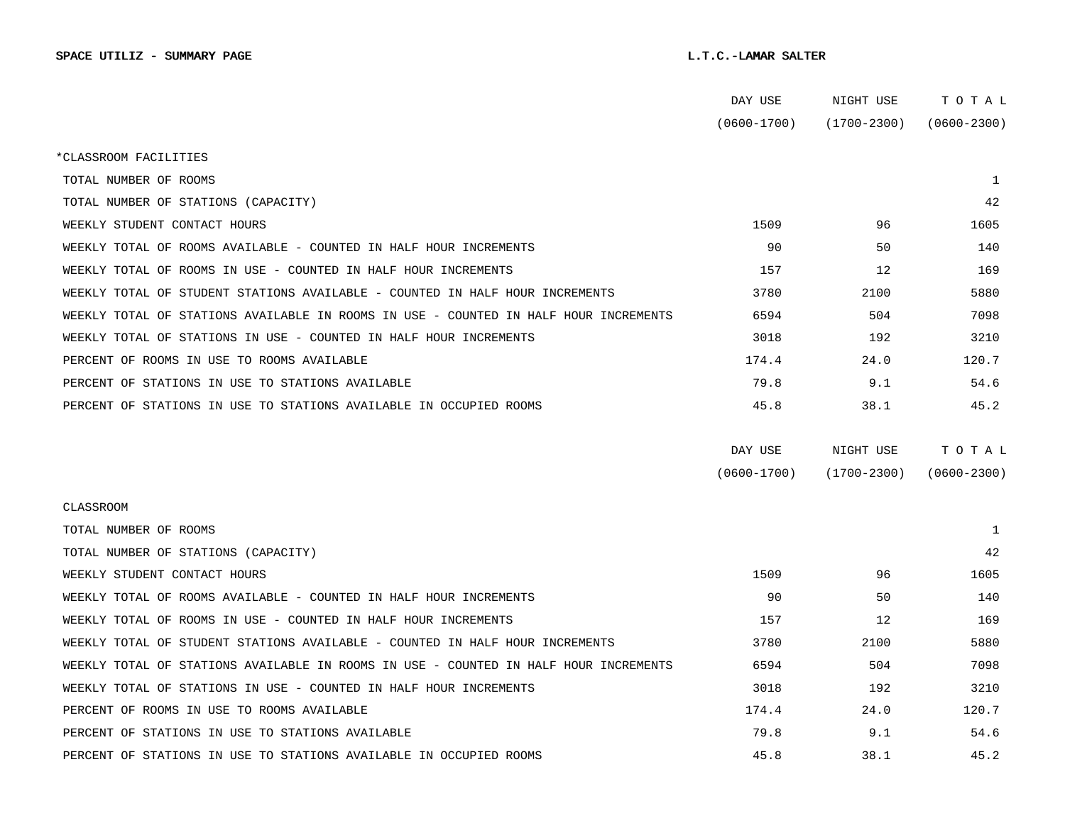**SPACE UTILIZ - SUMMARY PAGE** **L.T.C.-LAMAR SALTER**

| *CLASSROOM FACILITIES | DAY USE (0600-1700) | NIGHT USE (1700-2300) | T O T A L (0600-2300) |
|---|---|---|---|
| TOTAL NUMBER OF ROOMS | | | 1 |
| TOTAL NUMBER OF STATIONS (CAPACITY) | | | 42 |
| WEEKLY STUDENT CONTACT HOURS | 1509 | 96 | 1605 |
| WEEKLY TOTAL OF ROOMS AVAILABLE - COUNTED IN HALF HOUR INCREMENTS | 90 | 50 | 140 |
| WEEKLY TOTAL OF ROOMS IN USE - COUNTED IN HALF HOUR INCREMENTS | 157 | 12 | 169 |
| WEEKLY TOTAL OF STUDENT STATIONS AVAILABLE - COUNTED IN HALF HOUR INCREMENTS | 3780 | 2100 | 5880 |
| WEEKLY TOTAL OF STATIONS AVAILABLE IN ROOMS IN USE - COUNTED IN HALF HOUR INCREMENTS | 6594 | 504 | 7098 |
| WEEKLY TOTAL OF STATIONS IN USE - COUNTED IN HALF HOUR INCREMENTS | 3018 | 192 | 3210 |
| PERCENT OF ROOMS IN USE TO ROOMS AVAILABLE | 174.4 | 24.0 | 120.7 |
| PERCENT OF STATIONS IN USE TO STATIONS AVAILABLE | 79.8 | 9.1 | 54.6 |
| PERCENT OF STATIONS IN USE TO STATIONS AVAILABLE IN OCCUPIED ROOMS | 45.8 | 38.1 | 45.2 |

| CLASSROOM | DAY USE (0600-1700) | NIGHT USE (1700-2300) | T O T A L (0600-2300) |
|---|---|---|---|
| TOTAL NUMBER OF ROOMS | | | 1 |
| TOTAL NUMBER OF STATIONS (CAPACITY) | | | 42 |
| WEEKLY STUDENT CONTACT HOURS | 1509 | 96 | 1605 |
| WEEKLY TOTAL OF ROOMS AVAILABLE - COUNTED IN HALF HOUR INCREMENTS | 90 | 50 | 140 |
| WEEKLY TOTAL OF ROOMS IN USE - COUNTED IN HALF HOUR INCREMENTS | 157 | 12 | 169 |
| WEEKLY TOTAL OF STUDENT STATIONS AVAILABLE - COUNTED IN HALF HOUR INCREMENTS | 3780 | 2100 | 5880 |
| WEEKLY TOTAL OF STATIONS AVAILABLE IN ROOMS IN USE - COUNTED IN HALF HOUR INCREMENTS | 6594 | 504 | 7098 |
| WEEKLY TOTAL OF STATIONS IN USE - COUNTED IN HALF HOUR INCREMENTS | 3018 | 192 | 3210 |
| PERCENT OF ROOMS IN USE TO ROOMS AVAILABLE | 174.4 | 24.0 | 120.7 |
| PERCENT OF STATIONS IN USE TO STATIONS AVAILABLE | 79.8 | 9.1 | 54.6 |
| PERCENT OF STATIONS IN USE TO STATIONS AVAILABLE IN OCCUPIED ROOMS | 45.8 | 38.1 | 45.2 |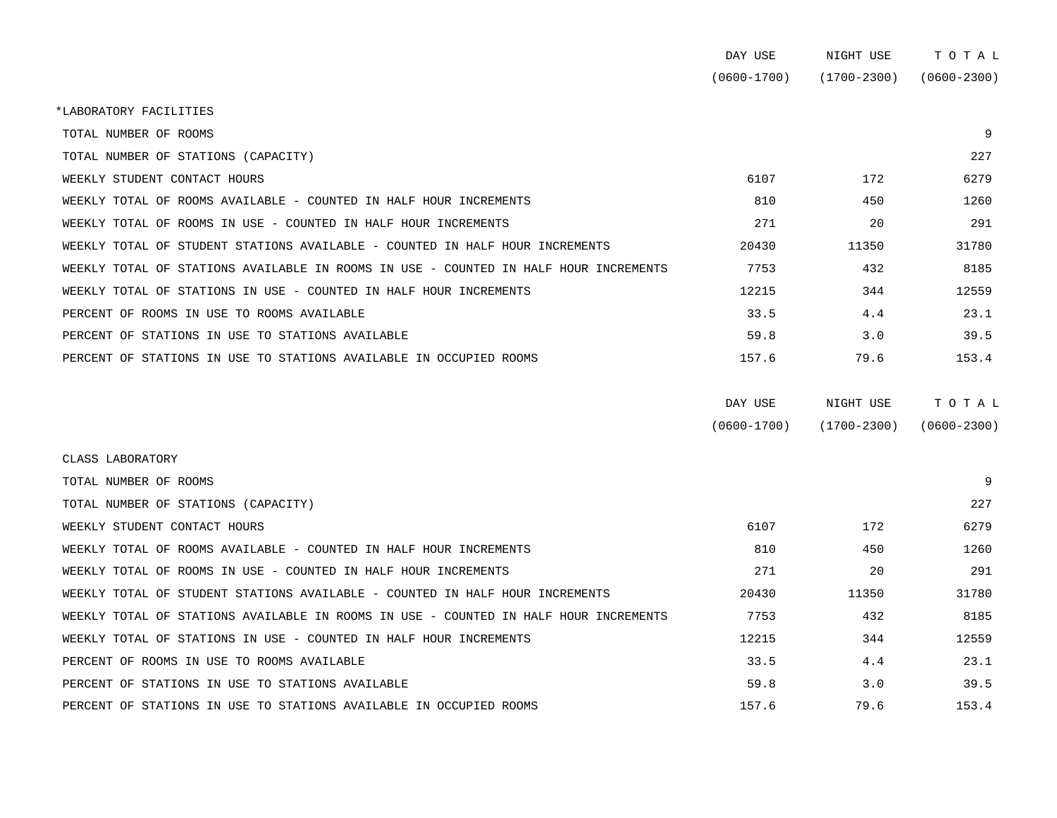| | DAY USE (0600-1700) | NIGHT USE (1700-2300) | T O T A L (0600-2300) |
|---|---|---|---|
| *LABORATORY FACILITIES | | | |
| TOTAL NUMBER OF ROOMS | | | 9 |
| TOTAL NUMBER OF STATIONS (CAPACITY) | | | 227 |
| WEEKLY STUDENT CONTACT HOURS | 6107 | 172 | 6279 |
| WEEKLY TOTAL OF ROOMS AVAILABLE - COUNTED IN HALF HOUR INCREMENTS | 810 | 450 | 1260 |
| WEEKLY TOTAL OF ROOMS IN USE - COUNTED IN HALF HOUR INCREMENTS | 271 | 20 | 291 |
| WEEKLY TOTAL OF STUDENT STATIONS AVAILABLE - COUNTED IN HALF HOUR INCREMENTS | 20430 | 11350 | 31780 |
| WEEKLY TOTAL OF STATIONS AVAILABLE IN ROOMS IN USE - COUNTED IN HALF HOUR INCREMENTS | 7753 | 432 | 8185 |
| WEEKLY TOTAL OF STATIONS IN USE - COUNTED IN HALF HOUR INCREMENTS | 12215 | 344 | 12559 |
| PERCENT OF ROOMS IN USE TO ROOMS AVAILABLE | 33.5 | 4.4 | 23.1 |
| PERCENT OF STATIONS IN USE TO STATIONS AVAILABLE | 59.8 | 3.0 | 39.5 |
| PERCENT OF STATIONS IN USE TO STATIONS AVAILABLE IN OCCUPIED ROOMS | 157.6 | 79.6 | 153.4 |

| | DAY USE (0600-1700) | NIGHT USE (1700-2300) | T O T A L (0600-2300) |
|---|---|---|---|
| CLASS LABORATORY | | | |
| TOTAL NUMBER OF ROOMS | | | 9 |
| TOTAL NUMBER OF STATIONS (CAPACITY) | | | 227 |
| WEEKLY STUDENT CONTACT HOURS | 6107 | 172 | 6279 |
| WEEKLY TOTAL OF ROOMS AVAILABLE - COUNTED IN HALF HOUR INCREMENTS | 810 | 450 | 1260 |
| WEEKLY TOTAL OF ROOMS IN USE - COUNTED IN HALF HOUR INCREMENTS | 271 | 20 | 291 |
| WEEKLY TOTAL OF STUDENT STATIONS AVAILABLE - COUNTED IN HALF HOUR INCREMENTS | 20430 | 11350 | 31780 |
| WEEKLY TOTAL OF STATIONS AVAILABLE IN ROOMS IN USE - COUNTED IN HALF HOUR INCREMENTS | 7753 | 432 | 8185 |
| WEEKLY TOTAL OF STATIONS IN USE - COUNTED IN HALF HOUR INCREMENTS | 12215 | 344 | 12559 |
| PERCENT OF ROOMS IN USE TO ROOMS AVAILABLE | 33.5 | 4.4 | 23.1 |
| PERCENT OF STATIONS IN USE TO STATIONS AVAILABLE | 59.8 | 3.0 | 39.5 |
| PERCENT OF STATIONS IN USE TO STATIONS AVAILABLE IN OCCUPIED ROOMS | 157.6 | 79.6 | 153.4 |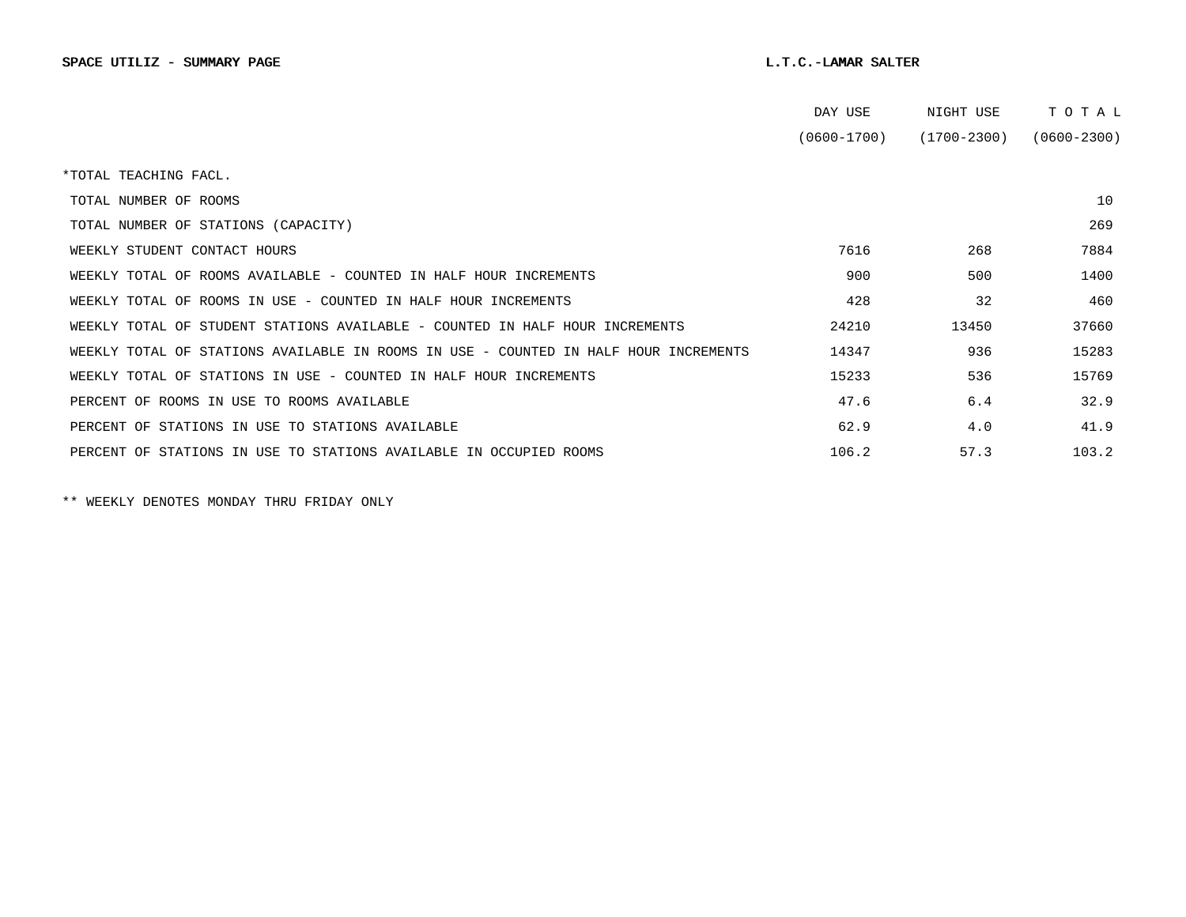**SPACE UTILIZ - SUMMARY PAGE** **L.T.C.-LAMAR SALTER**

| | DAY USE (0600-1700) | NIGHT USE (1700-2300) | T O T A L (0600-2300) |
|---|---|---|---|
| *TOTAL TEACHING FACL. | | | |
| TOTAL NUMBER OF ROOMS | | | 10 |
| TOTAL NUMBER OF STATIONS (CAPACITY) | | | 269 |
| WEEKLY STUDENT CONTACT HOURS | 7616 | 268 | 7884 |
| WEEKLY TOTAL OF ROOMS AVAILABLE - COUNTED IN HALF HOUR INCREMENTS | 900 | 500 | 1400 |
| WEEKLY TOTAL OF ROOMS IN USE - COUNTED IN HALF HOUR INCREMENTS | 428 | 32 | 460 |
| WEEKLY TOTAL OF STUDENT STATIONS AVAILABLE - COUNTED IN HALF HOUR INCREMENTS | 24210 | 13450 | 37660 |
| WEEKLY TOTAL OF STATIONS AVAILABLE IN ROOMS IN USE - COUNTED IN HALF HOUR INCREMENTS | 14347 | 936 | 15283 |
| WEEKLY TOTAL OF STATIONS IN USE - COUNTED IN HALF HOUR INCREMENTS | 15233 | 536 | 15769 |
| PERCENT OF ROOMS IN USE TO ROOMS AVAILABLE | 47.6 | 6.4 | 32.9 |
| PERCENT OF STATIONS IN USE TO STATIONS AVAILABLE | 62.9 | 4.0 | 41.9 |
| PERCENT OF STATIONS IN USE TO STATIONS AVAILABLE IN OCCUPIED ROOMS | 106.2 | 57.3 | 103.2 |

** WEEKLY DENOTES MONDAY THRU FRIDAY ONLY